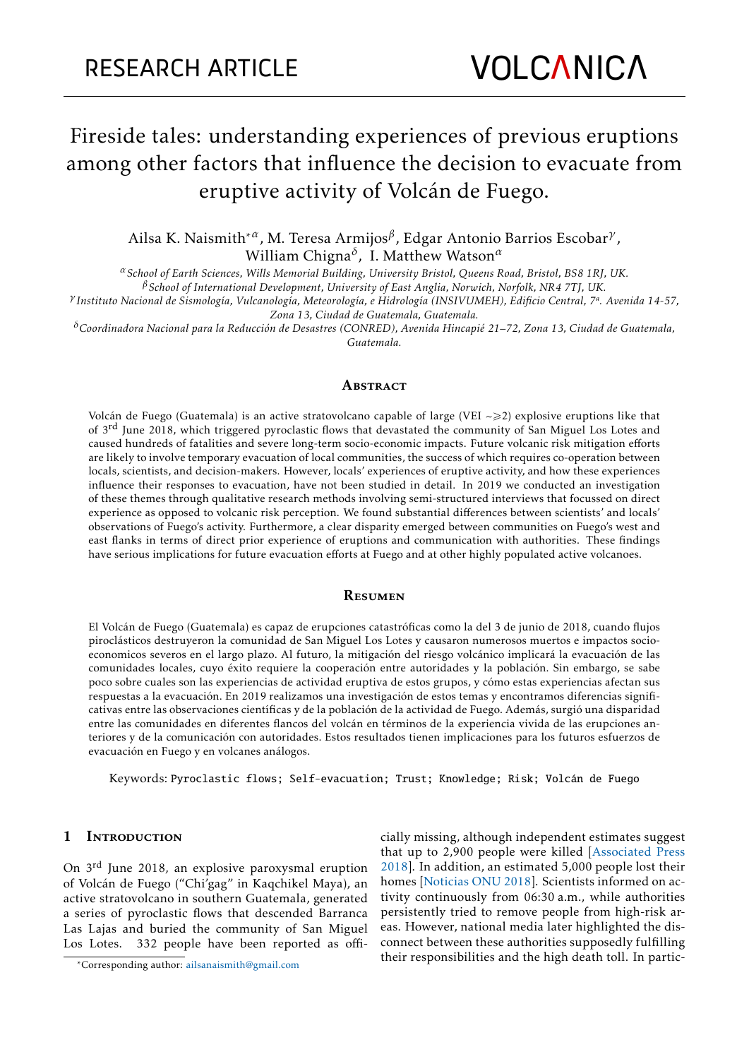RESEARCH ARTICLE

# Fireside tales: understanding experiences of previous eruptions among other factors that influence the decision to evacuate from eruptive activity of Volcán de Fuego.

Ailsa K. Naismith*[α], M. Teresa Armijos[β], Edgar Antonio Barrios Escobar[γ], William Chigna[δ], I. Matthew Watson[α]

[α] *School of Earth Sciences, Wills Memorial Building, University Bristol, Queens Road, Bristol, BS8 1RJ, UK.*
[β] *School of International Development, University of East Anglia, Norwich, Norfolk, NR4 7TJ, UK.*
[γ] *Instituto Nacional de Sismología, Vulcanología, Meteorología, e Hidrología (INSIVUMEH), Edificio Central, 7ª. Avenida 14-57, Zona 13, Ciudad de Guatemala, Guatemala.*
[δ] *Coordinadora Nacional para la Reducción de Desastres (CONRED), Avenida Hincapié 21–72, Zona 13, Ciudad de Guatemala, Guatemala.*

## Abstract

Volcán de Fuego (Guatemala) is an active stratovolcano capable of large (VEI ~⩾2) explosive eruptions like that of 3[rd] June 2018, which triggered pyroclastic flows that devastated the community of San Miguel Los Lotes and caused hundreds of fatalities and severe long-term socio-economic impacts. Future volcanic risk mitigation efforts are likely to involve temporary evacuation of local communities, the success of which requires co-operation between locals, scientists, and decision-makers. However, locals' experiences of eruptive activity, and how these experiences influence their responses to evacuation, have not been studied in detail. In 2019 we conducted an investigation of these themes through qualitative research methods involving semi-structured interviews that focussed on direct experience as opposed to volcanic risk perception. We found substantial differences between scientists' and locals' observations of Fuego's activity. Furthermore, a clear disparity emerged between communities on Fuego's west and east flanks in terms of direct prior experience of eruptions and communication with authorities. These findings have serious implications for future evacuation efforts at Fuego and at other highly populated active volcanoes.

## Resumen

El Volcán de Fuego (Guatemala) es capaz de erupciones catastróficas como la del 3 de junio de 2018, cuando flujos piroclásticos destruyeron la comunidad de San Miguel Los Lotes y causaron numerosos muertos e impactos socioeconomicos severos en el largo plazo. Al futuro, la mitigación del riesgo volcánico implicará la evacuación de las comunidades locales, cuyo éxito requiere la cooperación entre autoridades y la población. Sin embargo, se sabe poco sobre cuales son las experiencias de actividad eruptiva de estos grupos, y cómo estas experiencias afectan sus respuestas a la evacuación. En 2019 realizamos una investigación de estos temas y encontramos diferencias significativas entre las observaciones científicas y de la población de la actividad de Fuego. Además, surgió una disparidad entre las comunidades en diferentes flancos del volcán en términos de la experiencia vivida de las erupciones anteriores y de la comunicación con autoridades. Estos resultados tienen implicaciones para los futuros esfuerzos de evacuación en Fuego y en volcanes análogos.

Keywords: Pyroclastic flows; Self-evacuation; Trust; Knowledge; Risk; Volcán de Fuego

## 1 Introduction

On 3[rd] June 2018, an explosive paroxysmal eruption of Volcán de Fuego ("Chi'gag" in Kaqchikel Maya), an active stratovolcano in southern Guatemala, generated a series of pyroclastic flows that descended Barranca Las Lajas and buried the community of San Miguel Los Lotes. 332 people have been reported as officially missing, although independent estimates suggest that up to 2,900 people were killed [Associated Press 2018]. In addition, an estimated 5,000 people lost their homes [Noticias ONU 2018]. Scientists informed on activity continuously from 06:30 a.m., while authorities persistently tried to remove people from high-risk areas. However, national media later highlighted the disconnect between these authorities supposedly fulfilling their responsibilities and the high death toll. In partic-

*Corresponding author: ailsanaismith@gmail.com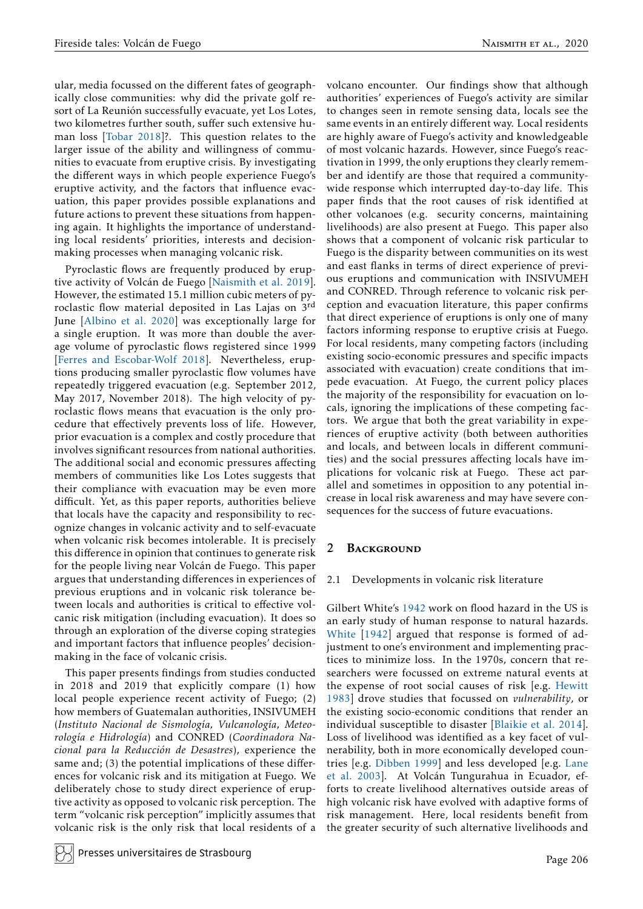ular, media focussed on the different fates of geographically close communities: why did the private golf resort of La Reunión successfully evacuate, yet Los Lotes, two kilometres further south, suffer such extensive human loss [Tobar 2018]?. This question relates to the larger issue of the ability and willingness of communities to evacuate from eruptive crisis. By investigating the different ways in which people experience Fuego's eruptive activity, and the factors that influence evacuation, this paper provides possible explanations and future actions to prevent these situations from happening again. It highlights the importance of understanding local residents' priorities, interests and decision-making processes when managing volcanic risk.

Pyroclastic flows are frequently produced by eruptive activity of Volcán de Fuego [Naismith et al. 2019]. However, the estimated 15.1 million cubic meters of pyroclastic flow material deposited in Las Lajas on 3rd June [Albino et al. 2020] was exceptionally large for a single eruption. It was more than double the average volume of pyroclastic flows registered since 1999 [Ferres and Escobar-Wolf 2018]. Nevertheless, eruptions producing smaller pyroclastic flow volumes have repeatedly triggered evacuation (e.g. September 2012, May 2017, November 2018). The high velocity of pyroclastic flows means that evacuation is the only procedure that effectively prevents loss of life. However, prior evacuation is a complex and costly procedure that involves significant resources from national authorities. The additional social and economic pressures affecting members of communities like Los Lotes suggests that their compliance with evacuation may be even more difficult. Yet, as this paper reports, authorities believe that locals have the capacity and responsibility to recognize changes in volcanic activity and to self-evacuate when volcanic risk becomes intolerable. It is precisely this difference in opinion that continues to generate risk for the people living near Volcán de Fuego. This paper argues that understanding differences in experiences of previous eruptions and in volcanic risk tolerance between locals and authorities is critical to effective volcanic risk mitigation (including evacuation). It does so through an exploration of the diverse coping strategies and important factors that influence peoples' decision-making in the face of volcanic crisis.

This paper presents findings from studies conducted in 2018 and 2019 that explicitly compare (1) how local people experience recent activity of Fuego; (2) how members of Guatemalan authorities, INSIVUMEH (*Instituto Nacional de Sismología, Vulcanología, Meteorología e Hidrología*) and CONRED (*Coordinadora Nacional para la Reducción de Desastres*), experience the same and; (3) the potential implications of these differences for volcanic risk and its mitigation at Fuego. We deliberately chose to study direct experience of eruptive activity as opposed to volcanic risk perception. The term "volcanic risk perception" implicitly assumes that volcanic risk is the only risk that local residents of a volcano encounter. Our findings show that although authorities' experiences of Fuego's activity are similar to changes seen in remote sensing data, locals see the same events in an entirely different way. Local residents are highly aware of Fuego's activity and knowledgeable of most volcanic hazards. However, since Fuego's reactivation in 1999, the only eruptions they clearly remember and identify are those that required a community-wide response which interrupted day-to-day life. This paper finds that the root causes of risk identified at other volcanoes (e.g. security concerns, maintaining livelihoods) are also present at Fuego. This paper also shows that a component of volcanic risk particular to Fuego is the disparity between communities on its west and east flanks in terms of direct experience of previous eruptions and communication with INSIVUMEH and CONRED. Through reference to volcanic risk perception and evacuation literature, this paper confirms that direct experience of eruptions is only one of many factors informing response to eruptive crisis at Fuego. For local residents, many competing factors (including existing socio-economic pressures and specific impacts associated with evacuation) create conditions that impede evacuation. At Fuego, the current policy places the majority of the responsibility for evacuation on locals, ignoring the implications of these competing factors. We argue that both the great variability in experiences of eruptive activity (both between authorities and locals, and between locals in different communities) and the social pressures affecting locals have implications for volcanic risk at Fuego. These act parallel and sometimes in opposition to any potential increase in local risk awareness and may have severe consequences for the success of future evacuations.

## 2 Background

### 2.1 Developments in volcanic risk literature

Gilbert White's 1942 work on flood hazard in the US is an early study of human response to natural hazards. White [1942] argued that response is formed of adjustment to one's environment and implementing practices to minimize loss. In the 1970s, concern that researchers were focussed on extreme natural events at the expense of root social causes of risk [e.g. Hewitt 1983] drove studies that focussed on *vulnerability*, or the existing socio-economic conditions that render an individual susceptible to disaster [Blaikie et al. 2014]. Loss of livelihood was identified as a key facet of vulnerability, both in more economically developed countries [e.g. Dibben 1999] and less developed [e.g. Lane et al. 2003]. At Volcán Tungurahua in Ecuador, efforts to create livelihood alternatives outside areas of high volcanic risk have evolved with adaptive forms of risk management. Here, local residents benefit from the greater security of such alternative livelihoods and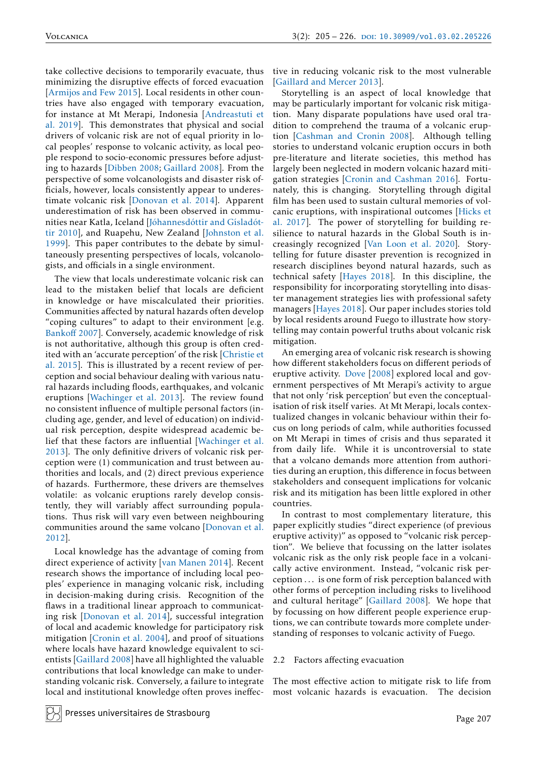take collective decisions to temporarily evacuate, thus minimizing the disruptive effects of forced evacuation [Armijos and Few 2015]. Local residents in other countries have also engaged with temporary evacuation, for instance at Mt Merapi, Indonesia [Andreastuti et al. 2019]. This demonstrates that physical and social drivers of volcanic risk are not of equal priority in local peoples' response to volcanic activity, as local people respond to socio-economic pressures before adjusting to hazards [Dibben 2008; Gaillard 2008]. From the perspective of some volcanologists and disaster risk officials, however, locals consistently appear to underestimate volcanic risk [Donovan et al. 2014]. Apparent underestimation of risk has been observed in communities near Katla, Iceland [Jóhannesdóttir and Gísladóttir 2010], and Ruapehu, New Zealand [Johnston et al. 1999]. This paper contributes to the debate by simultaneously presenting perspectives of locals, volcanologists, and officials in a single environment.

The view that locals underestimate volcanic risk can lead to the mistaken belief that locals are deficient in knowledge or have miscalculated their priorities. Communities affected by natural hazards often develop "coping cultures" to adapt to their environment [e.g. Bankoff 2007]. Conversely, academic knowledge of risk is not authoritative, although this group is often credited with an 'accurate perception' of the risk [Christie et al. 2015]. This is illustrated by a recent review of perception and social behaviour dealing with various natural hazards including floods, earthquakes, and volcanic eruptions [Wachinger et al. 2013]. The review found no consistent influence of multiple personal factors (including age, gender, and level of education) on individual risk perception, despite widespread academic belief that these factors are influential [Wachinger et al. 2013]. The only definitive drivers of volcanic risk perception were (1) communication and trust between authorities and locals, and (2) direct previous experience of hazards. Furthermore, these drivers are themselves volatile: as volcanic eruptions rarely develop consistently, they will variably affect surrounding populations. Thus risk will vary even between neighbouring communities around the same volcano [Donovan et al. 2012].

Local knowledge has the advantage of coming from direct experience of activity [van Manen 2014]. Recent research shows the importance of including local peoples' experience in managing volcanic risk, including in decision-making during crisis. Recognition of the flaws in a traditional linear approach to communicating risk [Donovan et al. 2014], successful integration of local and academic knowledge for participatory risk mitigation [Cronin et al. 2004], and proof of situations where locals have hazard knowledge equivalent to scientists [Gaillard 2008] have all highlighted the valuable contributions that local knowledge can make to understanding volcanic risk. Conversely, a failure to integrate local and institutional knowledge often proves ineffective in reducing volcanic risk to the most vulnerable [Gaillard and Mercer 2013].

Storytelling is an aspect of local knowledge that may be particularly important for volcanic risk mitigation. Many disparate populations have used oral tradition to comprehend the trauma of a volcanic eruption [Cashman and Cronin 2008]. Although telling stories to understand volcanic eruption occurs in both pre-literature and literate societies, this method has largely been neglected in modern volcanic hazard mitigation strategies [Cronin and Cashman 2016]. Fortunately, this is changing. Storytelling through digital film has been used to sustain cultural memories of volcanic eruptions, with inspirational outcomes [Hicks et al. 2017]. The power of storytelling for building resilience to natural hazards in the Global South is increasingly recognized [Van Loon et al. 2020]. Storytelling for future disaster prevention is recognized in research disciplines beyond natural hazards, such as technical safety [Hayes 2018]. In this discipline, the responsibility for incorporating storytelling into disaster management strategies lies with professional safety managers [Hayes 2018]. Our paper includes stories told by local residents around Fuego to illustrate how storytelling may contain powerful truths about volcanic risk mitigation.

An emerging area of volcanic risk research is showing how different stakeholders focus on different periods of eruptive activity. Dove [2008] explored local and government perspectives of Mt Merapi's activity to argue that not only 'risk perception' but even the conceptualisation of risk itself varies. At Mt Merapi, locals contextualized changes in volcanic behaviour within their focus on long periods of calm, while authorities focussed on Mt Merapi in times of crisis and thus separated it from daily life. While it is uncontroversial to state that a volcano demands more attention from authorities during an eruption, this difference in focus between stakeholders and consequent implications for volcanic risk and its mitigation has been little explored in other countries.

In contrast to most complementary literature, this paper explicitly studies "direct experience (of previous eruptive activity)" as opposed to "volcanic risk perception". We believe that focussing on the latter isolates volcanic risk as the only risk people face in a volcanically active environment. Instead, "volcanic risk perception . . . is one form of risk perception balanced with other forms of perception including risks to livelihood and cultural heritage" [Gaillard 2008]. We hope that by focussing on how different people experience eruptions, we can contribute towards more complete understanding of responses to volcanic activity of Fuego.

## 2.2 Factors affecting evacuation

The most effective action to mitigate risk to life from most volcanic hazards is evacuation. The decision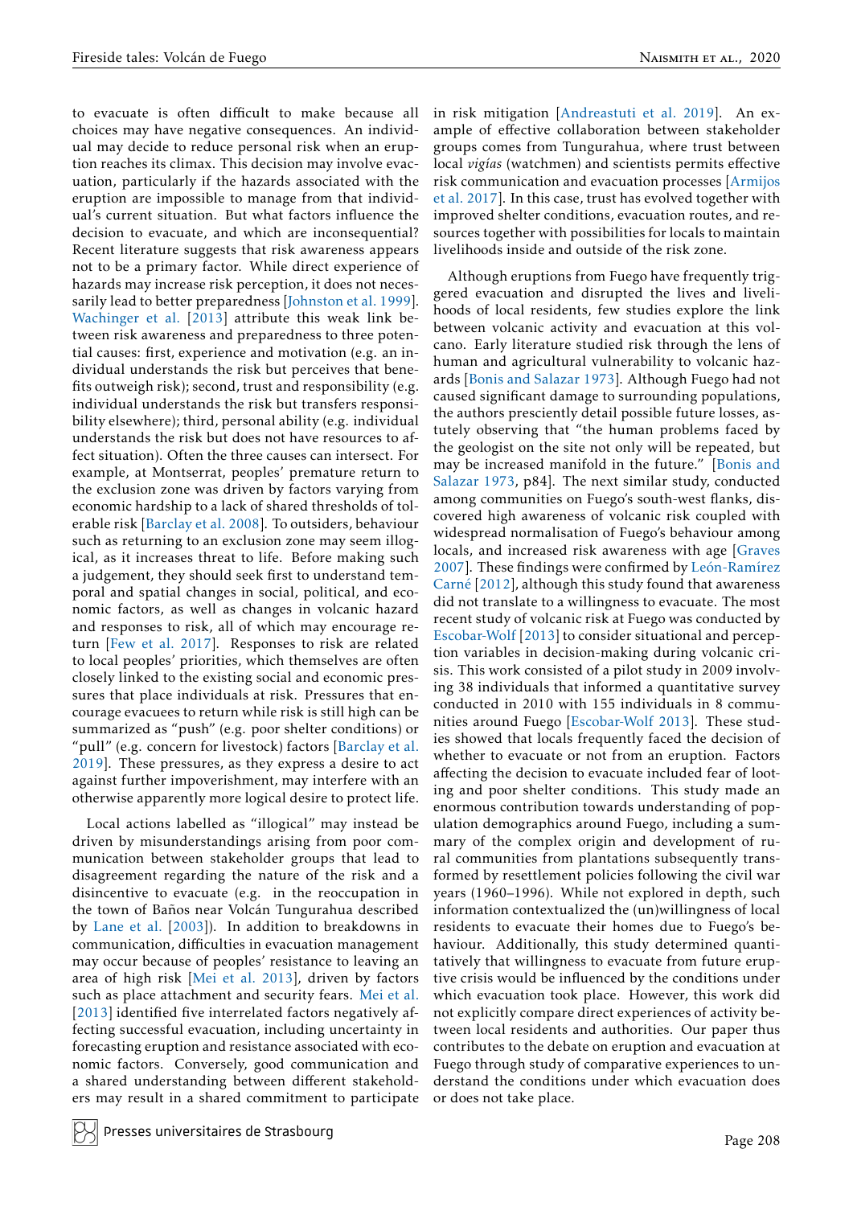to evacuate is often difficult to make because all choices may have negative consequences. An individual may decide to reduce personal risk when an eruption reaches its climax. This decision may involve evacuation, particularly if the hazards associated with the eruption are impossible to manage from that individual's current situation. But what factors influence the decision to evacuate, and which are inconsequential? Recent literature suggests that risk awareness appears not to be a primary factor. While direct experience of hazards may increase risk perception, it does not necessarily lead to better preparedness [Johnston et al. 1999]. Wachinger et al. [2013] attribute this weak link between risk awareness and preparedness to three potential causes: first, experience and motivation (e.g. an individual understands the risk but perceives that benefits outweigh risk); second, trust and responsibility (e.g. individual understands the risk but transfers responsibility elsewhere); third, personal ability (e.g. individual understands the risk but does not have resources to affect situation). Often the three causes can intersect. For example, at Montserrat, peoples' premature return to the exclusion zone was driven by factors varying from economic hardship to a lack of shared thresholds of tolerable risk [Barclay et al. 2008]. To outsiders, behaviour such as returning to an exclusion zone may seem illogical, as it increases threat to life. Before making such a judgement, they should seek first to understand temporal and spatial changes in social, political, and economic factors, as well as changes in volcanic hazard and responses to risk, all of which may encourage return [Few et al. 2017]. Responses to risk are related to local peoples' priorities, which themselves are often closely linked to the existing social and economic pressures that place individuals at risk. Pressures that encourage evacuees to return while risk is still high can be summarized as "push" (e.g. poor shelter conditions) or "pull" (e.g. concern for livestock) factors [Barclay et al. 2019]. These pressures, as they express a desire to act against further impoverishment, may interfere with an otherwise apparently more logical desire to protect life.

Local actions labelled as "illogical" may instead be driven by misunderstandings arising from poor communication between stakeholder groups that lead to disagreement regarding the nature of the risk and a disincentive to evacuate (e.g. in the reoccupation in the town of Baños near Volcán Tungurahua described by Lane et al. [2003]). In addition to breakdowns in communication, difficulties in evacuation management may occur because of peoples' resistance to leaving an area of high risk [Mei et al. 2013], driven by factors such as place attachment and security fears. Mei et al. [2013] identified five interrelated factors negatively affecting successful evacuation, including uncertainty in forecasting eruption and resistance associated with economic factors. Conversely, good communication and a shared understanding between different stakeholders may result in a shared commitment to participate in risk mitigation [Andreastuti et al. 2019]. An example of effective collaboration between stakeholder groups comes from Tungurahua, where trust between local *vigías* (watchmen) and scientists permits effective risk communication and evacuation processes [Armijos et al. 2017]. In this case, trust has evolved together with improved shelter conditions, evacuation routes, and resources together with possibilities for locals to maintain livelihoods inside and outside of the risk zone.

Although eruptions from Fuego have frequently triggered evacuation and disrupted the lives and livelihoods of local residents, few studies explore the link between volcanic activity and evacuation at this volcano. Early literature studied risk through the lens of human and agricultural vulnerability to volcanic hazards [Bonis and Salazar 1973]. Although Fuego had not caused significant damage to surrounding populations, the authors presciently detail possible future losses, astutely observing that "the human problems faced by the geologist on the site not only will be repeated, but may be increased manifold in the future." [Bonis and Salazar 1973, p84]. The next similar study, conducted among communities on Fuego's south-west flanks, discovered high awareness of volcanic risk coupled with widespread normalisation of Fuego's behaviour among locals, and increased risk awareness with age [Graves 2007]. These findings were confirmed by León-Ramírez Carné [2012], although this study found that awareness did not translate to a willingness to evacuate. The most recent study of volcanic risk at Fuego was conducted by Escobar-Wolf [2013] to consider situational and perception variables in decision-making during volcanic crisis. This work consisted of a pilot study in 2009 involving 38 individuals that informed a quantitative survey conducted in 2010 with 155 individuals in 8 communities around Fuego [Escobar-Wolf 2013]. These studies showed that locals frequently faced the decision of whether to evacuate or not from an eruption. Factors affecting the decision to evacuate included fear of looting and poor shelter conditions. This study made an enormous contribution towards understanding of population demographics around Fuego, including a summary of the complex origin and development of rural communities from plantations subsequently transformed by resettlement policies following the civil war years (1960–1996). While not explored in depth, such information contextualized the (un)willingness of local residents to evacuate their homes due to Fuego's behaviour. Additionally, this study determined quantitatively that willingness to evacuate from future eruptive crisis would be influenced by the conditions under which evacuation took place. However, this work did not explicitly compare direct experiences of activity between local residents and authorities. Our paper thus contributes to the debate on eruption and evacuation at Fuego through study of comparative experiences to understand the conditions under which evacuation does or does not take place.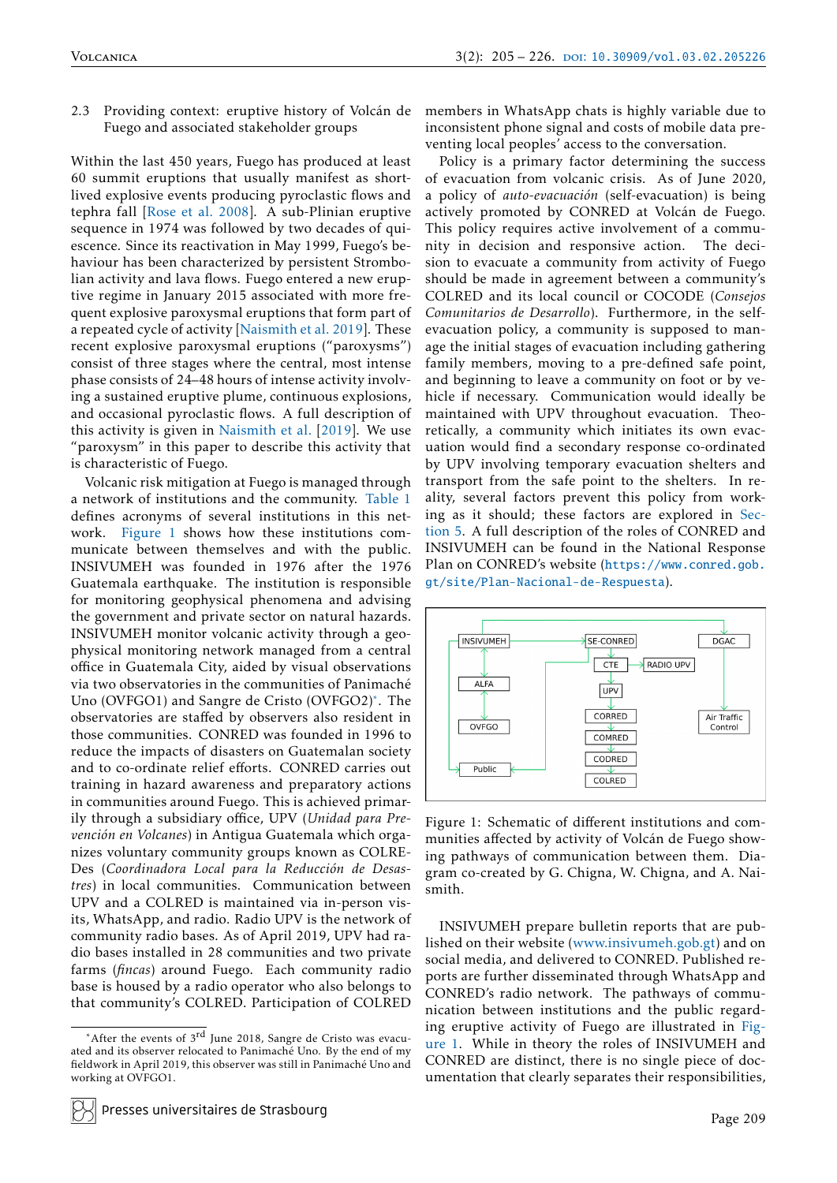### 2.3 Providing context: eruptive history of Volcán de Fuego and associated stakeholder groups

Within the last 450 years, Fuego has produced at least 60 summit eruptions that usually manifest as short-lived explosive events producing pyroclastic flows and tephra fall [Rose et al. 2008]. A sub-Plinian eruptive sequence in 1974 was followed by two decades of quiescence. Since its reactivation in May 1999, Fuego's behaviour has been characterized by persistent Strombolian activity and lava flows. Fuego entered a new eruptive regime in January 2015 associated with more frequent explosive paroxysmal eruptions that form part of a repeated cycle of activity [Naismith et al. 2019]. These recent explosive paroxysmal eruptions ("paroxysms") consist of three stages where the central, most intense phase consists of 24–48 hours of intense activity involving a sustained eruptive plume, continuous explosions, and occasional pyroclastic flows. A full description of this activity is given in Naismith et al. [2019]. We use "paroxysm" in this paper to describe this activity that is characteristic of Fuego.

Volcanic risk mitigation at Fuego is managed through a network of institutions and the community. Table 1 defines acronyms of several institutions in this network. Figure 1 shows how these institutions communicate between themselves and with the public. INSIVUMEH was founded in 1976 after the 1976 Guatemala earthquake. The institution is responsible for monitoring geophysical phenomena and advising the government and private sector on natural hazards. INSIVUMEH monitor volcanic activity through a geophysical monitoring network managed from a central office in Guatemala City, aided by visual observations via two observatories in the communities of Panimaché Uno (OVFGO1) and Sangre de Cristo (OVFGO2)*. The observatories are staffed by observers also resident in those communities. CONRED was founded in 1996 to reduce the impacts of disasters on Guatemalan society and to co-ordinate relief efforts. CONRED carries out training in hazard awareness and preparatory actions in communities around Fuego. This is achieved primarily through a subsidiary office, UPV (*Unidad para Prevención en Volcanes*) in Antigua Guatemala which organizes voluntary community groups known as COLREDes (*Coordinadora Local para la Reducción de Desastres*) in local communities. Communication between UPV and a COLRED is maintained via in-person visits, WhatsApp, and radio. Radio UPV is the network of community radio bases. As of April 2019, UPV had radio bases installed in 28 communities and two private farms (*fincas*) around Fuego. Each community radio base is housed by a radio operator who also belongs to that community's COLRED. Participation of COLRED members in WhatsApp chats is highly variable due to inconsistent phone signal and costs of mobile data preventing local peoples' access to the conversation.

Policy is a primary factor determining the success of evacuation from volcanic crisis. As of June 2020, a policy of *auto-evacuación* (self-evacuation) is being actively promoted by CONRED at Volcán de Fuego. This policy requires active involvement of a community in decision and responsive action. The decision to evacuate a community from activity of Fuego should be made in agreement between a community's COLRED and its local council or COCODE (*Consejos Comunitarios de Desarrollo*). Furthermore, in the self-evacuation policy, a community is supposed to manage the initial stages of evacuation including gathering family members, moving to a pre-defined safe point, and beginning to leave a community on foot or by vehicle if necessary. Communication would ideally be maintained with UPV throughout evacuation. Theoretically, a community which initiates its own evacuation would find a secondary response co-ordinated by UPV involving temporary evacuation shelters and transport from the safe point to the shelters. In reality, several factors prevent this policy from working as it should; these factors are explored in Section 5. A full description of the roles of CONRED and INSIVUMEH can be found in the National Response Plan on CONRED's website (https://www.conred.gob.gt/site/Plan-Nacional-de-Respuesta).

Figure 1: Schematic of different institutions and communities affected by activity of Volcán de Fuego showing pathways of communication between them. Diagram co-created by G. Chigna, W. Chigna, and A. Naismith.

INSIVUMEH prepare bulletin reports that are published on their website (www.insivumeh.gob.gt) and on social media, and delivered to CONRED. Published reports are further disseminated through WhatsApp and CONRED's radio network. The pathways of communication between institutions and the public regarding eruptive activity of Fuego are illustrated in Figure 1. While in theory the roles of INSIVUMEH and CONRED are distinct, there is no single piece of documentation that clearly separates their responsibilities,

*After the events of 3rd June 2018, Sangre de Cristo was evacuated and its observer relocated to Panimaché Uno. By the end of my fieldwork in April 2019, this observer was still in Panimaché Uno and working at OVFGO1.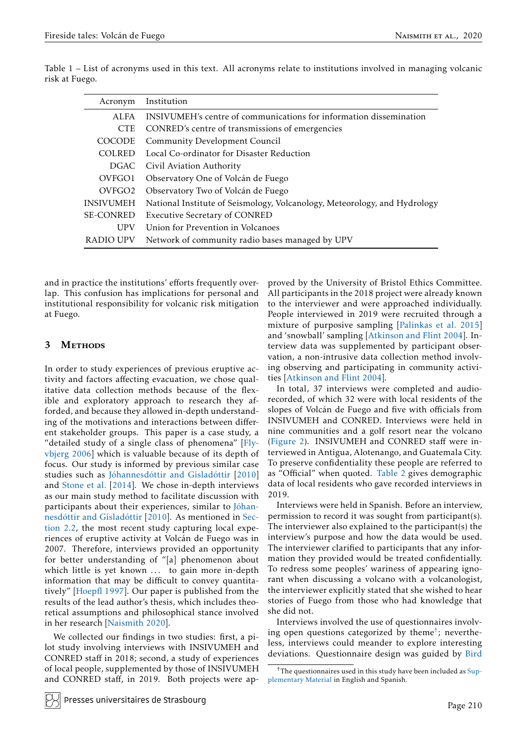Table 1 – List of acronyms used in this text. All acronyms relate to institutions involved in managing volcanic risk at Fuego.

| Acronym | Institution |
|---|---|
| ALFA | INSIVUMEH's centre of communications for information dissemination |
| CTE | CONRED's centre of transmissions of emergencies |
| COCODE | Community Development Council |
| COLRED | Local Co-ordinator for Disaster Reduction |
| DGAC | Civil Aviation Authority |
| OVFGO1 | Observatory One of Volcán de Fuego |
| OVFGO2 | Observatory Two of Volcán de Fuego |
| INSIVUMEH | National Institute of Seismology, Volcanology, Meteorology, and Hydrology |
| SE-CONRED | Executive Secretary of CONRED |
| UPV | Union for Prevention in Volcanoes |
| RADIO UPV | Network of community radio bases managed by UPV |

and in practice the institutions' efforts frequently overlap. This confusion has implications for personal and institutional responsibility for volcanic risk mitigation at Fuego.

## 3 Methods

In order to study experiences of previous eruptive activity and factors affecting evacuation, we chose qualitative data collection methods because of the flexible and exploratory approach to research they afforded, and because they allowed in-depth understanding of the motivations and interactions between different stakeholder groups. This paper is a case study, a "detailed study of a single class of phenomena" [Flyvbjerg 2006] which is valuable because of its depth of focus. Our study is informed by previous similar case studies such as Jóhannesdóttir and Gísladóttir [2010] and Stone et al. [2014]. We chose in-depth interviews as our main study method to facilitate discussion with participants about their experiences, similar to Jóhannesdóttir and Gísladóttir [2010]. As mentioned in Section 2.2, the most recent study capturing local experiences of eruptive activity at Volcán de Fuego was in 2007. Therefore, interviews provided an opportunity for better understanding of "[a] phenomenon about which little is yet known ... to gain more in-depth information that may be difficult to convey quantitatively" [Hoepfl 1997]. Our paper is published from the results of the lead author's thesis, which includes theoretical assumptions and philosophical stance involved in her research [Naismith 2020].

We collected our findings in two studies: first, a pilot study involving interviews with INSIVUMEH and CONRED staff in 2018; second, a study of experiences of local people, supplemented by those of INSIVUMEH and CONRED staff, in 2019. Both projects were approved by the University of Bristol Ethics Committee. All participants in the 2018 project were already known to the interviewer and were approached individually. People interviewed in 2019 were recruited through a mixture of purposive sampling [Palinkas et al. 2015] and 'snowball' sampling [Atkinson and Flint 2004]. Interview data was supplemented by participant observation, a non-intrusive data collection method involving observing and participating in community activities [Atkinson and Flint 2004].

In total, 37 interviews were completed and audio-recorded, of which 32 were with local residents of the slopes of Volcán de Fuego and five with officials from INSIVUMEH and CONRED. Interviews were held in nine communities and a golf resort near the volcano (Figure 2). INSIVUMEH and CONRED staff were interviewed in Antigua, Alotenango, and Guatemala City. To preserve confidentiality these people are referred to as "Official" when quoted. Table 2 gives demographic data of local residents who gave recorded interviews in 2019.

Interviews were held in Spanish. Before an interview, permission to record it was sought from participant(s). The interviewer also explained to the participant(s) the interview's purpose and how the data would be used. The interviewer clarified to participants that any information they provided would be treated confidentially. To redress some peoples' wariness of appearing ignorant when discussing a volcano with a volcanologist, the interviewer explicitly stated that she wished to hear stories of Fuego from those who had knowledge that she did not.

Interviews involved the use of questionnaires involving open questions categorized by theme[†]; nevertheless, interviews could meander to explore interesting deviations. Questionnaire design was guided by Bird

[†]The questionnaires used in this study have been included as Supplementary Material in English and Spanish.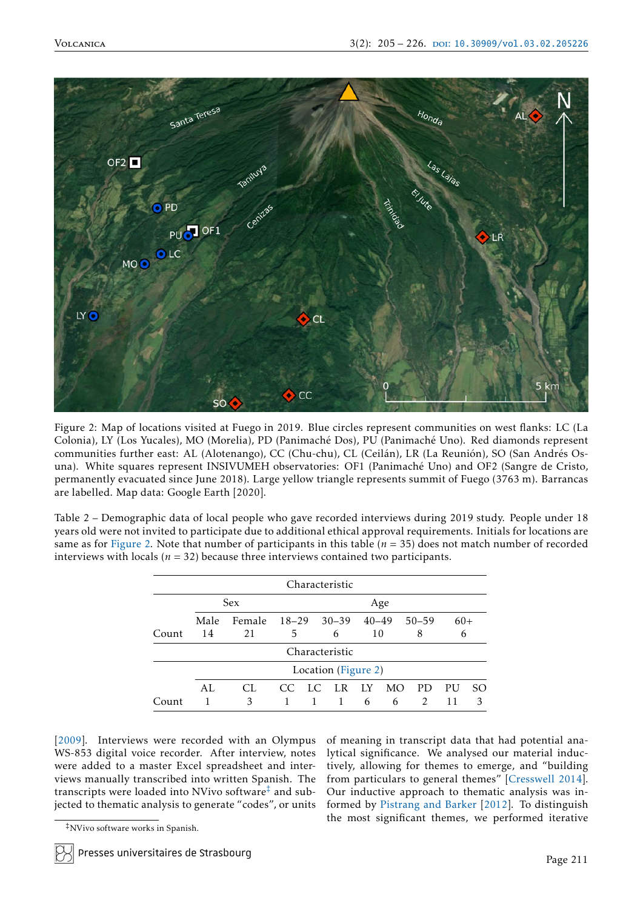Figure 2: Map of locations visited at Fuego in 2019. Blue circles represent communities on west flanks: LC (La Colonia), LY (Los Yucales), MO (Morelia), PD (Panimaché Dos), PU (Panimaché Uno). Red diamonds represent communities further east: AL (Alotenango), CC (Chu-chu), CL (Ceilán), LR (La Reunión), SO (San Andrés Osuna). White squares represent INSIVUMEH observatories: OF1 (Panimaché Uno) and OF2 (Sangre de Cristo, permanently evacuated since June 2018). Large yellow triangle represents summit of Fuego (3763 m). Barrancas are labelled. Map data: Google Earth [2020].

Table 2 – Demographic data of local people who gave recorded interviews during 2019 study. People under 18 years old were not invited to participate due to additional ethical approval requirements. Initials for locations are same as for Figure 2. Note that number of participants in this table ($n$ = 35) does not match number of recorded interviews with locals ($n$ = 32) because three interviews contained two participants.

| | Characteristic | | | | | | |
|---|---|---|---|---|---|---|---|
| | Sex | | Age | | | | |
| | Male | Female | 18–29 | 30–39 | 40–49 | 50–59 | 60+ |
| Count | 14 | 21 | 5 | 6 | 10 | 8 | 6 |

| | Characteristic | | | | | | | | | |
|---|---|---|---|---|---|---|---|---|---|---|
| | Location (Figure 2) | | | | | | | | | |
| | AL | CL | CC | LC | LR | LY | MO | PD | PU | SO |
| Count | 1 | 3 | 1 | 1 | 1 | 6 | 6 | 2 | 11 | 3 |

[2009]. Interviews were recorded with an Olympus WS-853 digital voice recorder. After interview, notes were added to a master Excel spreadsheet and interviews manually transcribed into written Spanish. The transcripts were loaded into NVivo software[‡] and subjected to thematic analysis to generate "codes", or units of meaning in transcript data that had potential analytical significance. We analysed our material inductively, allowing for themes to emerge, and "building from particulars to general themes" [Cresswell 2014]. Our inductive approach to thematic analysis was informed by Pistrang and Barker [2012]. To distinguish the most significant themes, we performed iterative

[‡] NVivo software works in Spanish.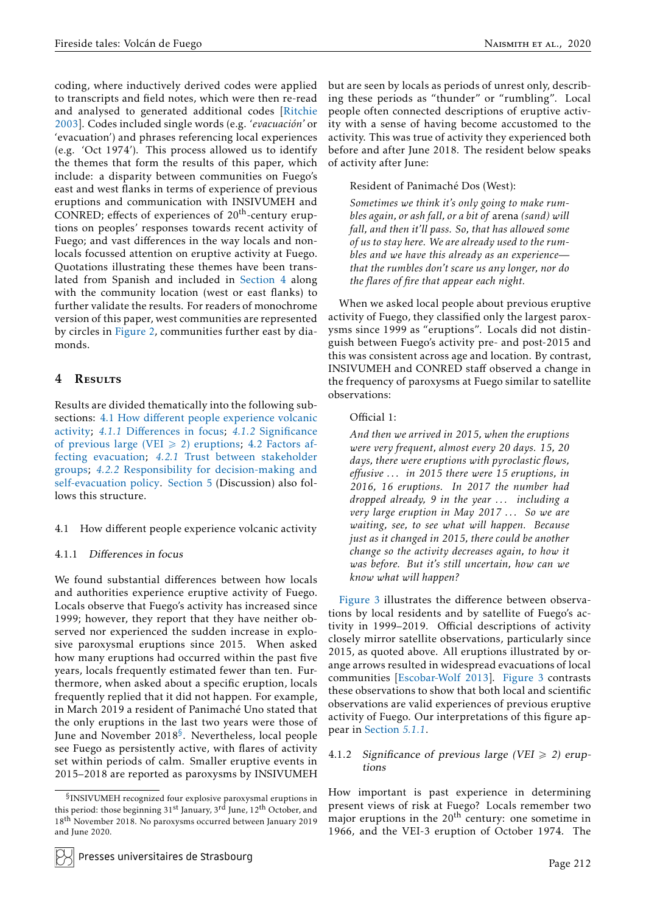coding, where inductively derived codes were applied to transcripts and field notes, which were then re-read and analysed to generated additional codes [Ritchie 2003]. Codes included single words (e.g. '*evacuación*' or 'evacuation') and phrases referencing local experiences (e.g. 'Oct 1974'). This process allowed us to identify the themes that form the results of this paper, which include: a disparity between communities on Fuego's east and west flanks in terms of experience of previous eruptions and communication with INSIVUMEH and CONRED; effects of experiences of 20th-century eruptions on peoples' responses towards recent activity of Fuego; and vast differences in the way locals and non-locals focussed attention on eruptive activity at Fuego. Quotations illustrating these themes have been translated from Spanish and included in Section 4 along with the community location (west or east flanks) to further validate the results. For readers of monochrome version of this paper, west communities are represented by circles in Figure 2, communities further east by diamonds.

## 4 Results

Results are divided thematically into the following subsections: 4.1 How different people experience volcanic activity; *4.1.1* Differences in focus; *4.1.2* Significance of previous large (VEI ⩾ 2) eruptions; 4.2 Factors affecting evacuation; *4.2.1* Trust between stakeholder groups; *4.2.2* Responsibility for decision-making and self-evacuation policy. Section 5 (Discussion) also follows this structure.

### 4.1 How different people experience volcanic activity

#### 4.1.1 *Differences in focus*

We found substantial differences between how locals and authorities experience eruptive activity of Fuego. Locals observe that Fuego's activity has increased since 1999; however, they report that they have neither observed nor experienced the sudden increase in explosive paroxysmal eruptions since 2015. When asked how many eruptions had occurred within the past five years, locals frequently estimated fewer than ten. Furthermore, when asked about a specific eruption, locals frequently replied that it did not happen. For example, in March 2019 a resident of Panimaché Uno stated that the only eruptions in the last two years were those of June and November 2018[§]. Nevertheless, local people see Fuego as persistently active, with flares of activity set within periods of calm. Smaller eruptive events in 2015–2018 are reported as paroxysms by INSIVUMEH but are seen by locals as periods of unrest only, describing these periods as "thunder" or "rumbling". Local people often connected descriptions of eruptive activity with a sense of having become accustomed to the activity. This was true of activity they experienced both before and after June 2018. The resident below speaks of activity after June:

> Resident of Panimaché Dos (West):
>
> *Sometimes we think it's only going to make rumbles again, or ash fall, or a bit of* arena *(sand) will fall, and then it'll pass. So, that has allowed some of us to stay here. We are already used to the rumbles and we have this already as an experience—that the rumbles don't scare us any longer, nor do the flares of fire that appear each night.*

When we asked local people about previous eruptive activity of Fuego, they classified only the largest paroxysms since 1999 as "eruptions". Locals did not distinguish between Fuego's activity pre- and post-2015 and this was consistent across age and location. By contrast, INSIVUMEH and CONRED staff observed a change in the frequency of paroxysms at Fuego similar to satellite observations:

> Official 1:
>
> *And then we arrived in 2015, when the eruptions were very frequent, almost every 20 days. 15, 20 days, there were eruptions with pyroclastic flows, effusive ... in 2015 there were 15 eruptions, in 2016, 16 eruptions. In 2017 the number had dropped already, 9 in the year ... including a very large eruption in May 2017 ... So we are waiting, see, to see what will happen. Because just as it changed in 2015, there could be another change so the activity decreases again, to how it was before. But it's still uncertain, how can we know what will happen?*

Figure 3 illustrates the difference between observations by local residents and by satellite of Fuego's activity in 1999–2019. Official descriptions of activity closely mirror satellite observations, particularly since 2015, as quoted above. All eruptions illustrated by orange arrows resulted in widespread evacuations of local communities [Escobar-Wolf 2013]. Figure 3 contrasts these observations to show that both local and scientific observations are valid experiences of previous eruptive activity of Fuego. Our interpretations of this figure appear in Section *5.1.1*.

#### 4.1.2 *Significance of previous large (VEI ⩾ 2) eruptions*

How important is past experience in determining present views of risk at Fuego? Locals remember two major eruptions in the 20th century: one sometime in 1966, and the VEI-3 eruption of October 1974. The

[§] INSIVUMEH recognized four explosive paroxysmal eruptions in this period: those beginning 31st January, 3rd June, 12th October, and 18th November 2018. No paroxysms occurred between January 2019 and June 2020.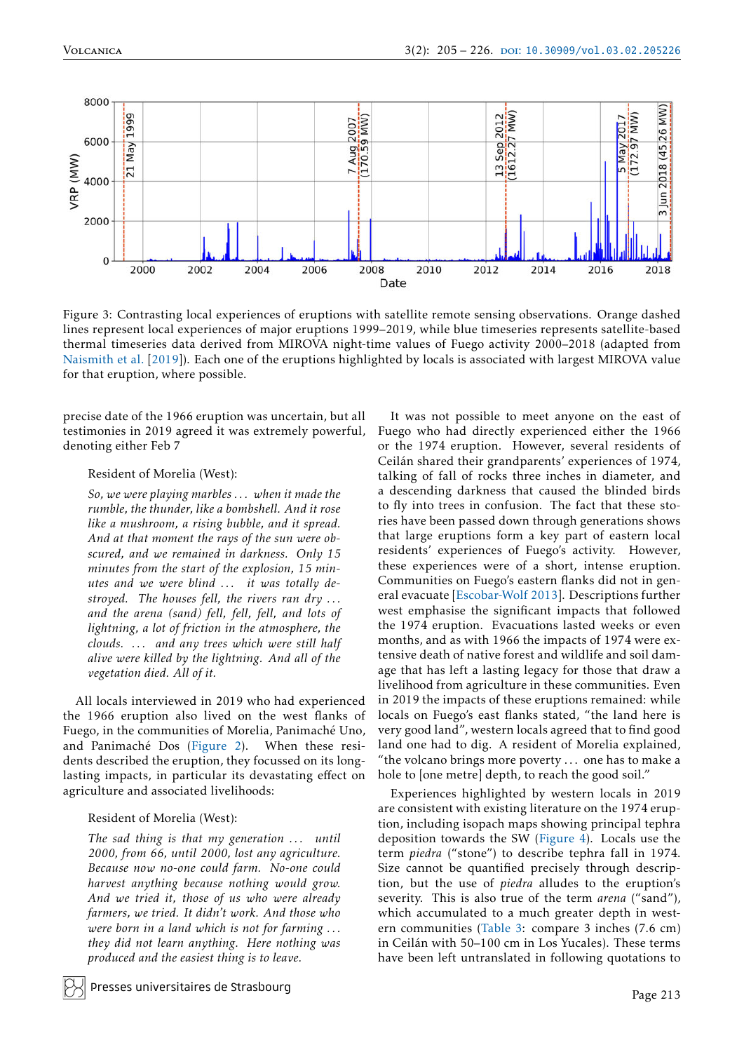Figure 3: Contrasting local experiences of eruptions with satellite remote sensing observations. Orange dashed lines represent local experiences of major eruptions 1999–2019, while blue timeseries represents satellite-based thermal timeseries data derived from MIROVA night-time values of Fuego activity 2000–2018 (adapted from Naismith et al. [2019]). Each one of the eruptions highlighted by locals is associated with largest MIROVA value for that eruption, where possible.

precise date of the 1966 eruption was uncertain, but all testimonies in 2019 agreed it was extremely powerful, denoting either Feb 7

> Resident of Morelia (West):
>
> *So, we were playing marbles . . . when it made the rumble, the thunder, like a bombshell. And it rose like a mushroom, a rising bubble, and it spread. And at that moment the rays of the sun were obscured, and we remained in darkness. Only 15 minutes from the start of the explosion, 15 minutes and we were blind . . . it was totally destroyed. The houses fell, the rivers ran dry . . . and the arena (sand) fell, fell, fell, and lots of lightning, a lot of friction in the atmosphere, the clouds. . . . and any trees which were still half alive were killed by the lightning. And all of the vegetation died. All of it.*

All locals interviewed in 2019 who had experienced the 1966 eruption also lived on the west flanks of Fuego, in the communities of Morelia, Panimaché Uno, and Panimaché Dos (Figure 2). When these residents described the eruption, they focussed on its long-lasting impacts, in particular its devastating effect on agriculture and associated livelihoods:

> Resident of Morelia (West):
>
> *The sad thing is that my generation . . . until 2000, from 66, until 2000, lost any agriculture. Because now no-one could farm. No-one could harvest anything because nothing would grow. And we tried it, those of us who were already farmers, we tried. It didn't work. And those who were born in a land which is not for farming . . . they did not learn anything. Here nothing was produced and the easiest thing is to leave.*

It was not possible to meet anyone on the east of Fuego who had directly experienced either the 1966 or the 1974 eruption. However, several residents of Ceilán shared their grandparents' experiences of 1974, talking of fall of rocks three inches in diameter, and a descending darkness that caused the blinded birds to fly into trees in confusion. The fact that these stories have been passed down through generations shows that large eruptions form a key part of eastern local residents' experiences of Fuego's activity. However, these experiences were of a short, intense eruption. Communities on Fuego's eastern flanks did not in general evacuate [Escobar-Wolf 2013]. Descriptions further west emphasise the significant impacts that followed the 1974 eruption. Evacuations lasted weeks or even months, and as with 1966 the impacts of 1974 were extensive death of native forest and wildlife and soil damage that has left a lasting legacy for those that draw a livelihood from agriculture in these communities. Even in 2019 the impacts of these eruptions remained: while locals on Fuego's east flanks stated, "the land here is very good land", western locals agreed that to find good land one had to dig. A resident of Morelia explained, "the volcano brings more poverty . . . one has to make a hole to [one metre] depth, to reach the good soil."

Experiences highlighted by western locals in 2019 are consistent with existing literature on the 1974 eruption, including isopach maps showing principal tephra deposition towards the SW (Figure 4). Locals use the term *piedra* ("stone") to describe tephra fall in 1974. Size cannot be quantified precisely through description, but the use of *piedra* alludes to the eruption's severity. This is also true of the term *arena* ("sand"), which accumulated to a much greater depth in western communities (Table 3: compare 3 inches (7.6 cm) in Ceilán with 50–100 cm in Los Yucales). These terms have been left untranslated in following quotations to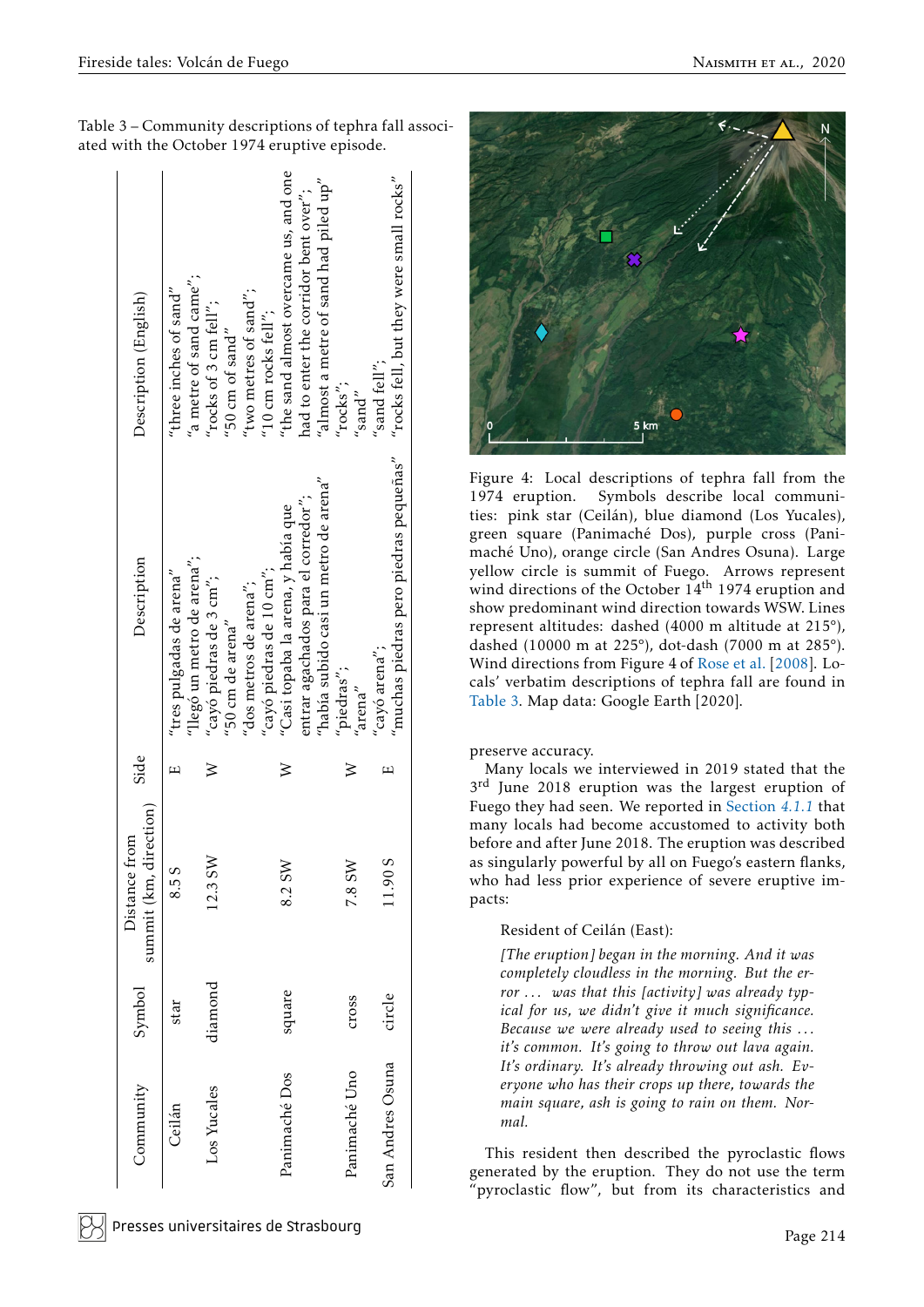Table 3 – Community descriptions of tephra fall associated with the October 1974 eruptive episode.

| Community | Symbol | Distance from summit (km, direction) | Side | Description | Description (English) |
|---|---|---|---|---|---|
| Ceilán | star | 8.5 S | E | "tres pulgadas de arena" | "three inches of sand" |
| Los Yucales | diamond | 12.3 SW | W | "llegó un metro de arena"; "cayó piedras de 3 cm"; "50 cm de arena" | "a metre of sand came"; "rocks of 3 cm fell"; "50 cm of sand" |
| Panimaché Dos | square | 8.2 SW | W | "dos metros de arena"; "cayó piedras de 10 cm"; "Casi topaba la arena, y había que entrar agachados para el corredor"; "había subido casi un metro de arena" | "two metres of sand"; "10 cm rocks fell"; "the sand almost overcame us, and one had to enter the corridor bent over"; "almost a metre of sand had piled up" |
| Panimaché Uno | cross | 7.8 SW | W | "piedras"; "arena" | "rocks"; "sand" |
| San Andres Osuna | circle | 11.90 S | E | "cayó arena"; "muchas piedras pero piedras pequeñas" | "sand fell"; "rocks fell, but they were small rocks" |

Figure 4: Local descriptions of tephra fall from the 1974 eruption. Symbols describe local communities: pink star (Ceilán), blue diamond (Los Yucales), green square (Panimaché Dos), purple cross (Panimaché Uno), orange circle (San Andres Osuna). Large yellow circle is summit of Fuego. Arrows represent wind directions of the October 14th 1974 eruption and show predominant wind direction towards WSW. Lines represent altitudes: dashed (4000 m altitude at 215°), dashed (10000 m at 225°), dot-dash (7000 m at 285°). Wind directions from Figure 4 of Rose et al. [2008]. Locals' verbatim descriptions of tephra fall are found in Table 3. Map data: Google Earth [2020].

preserve accuracy.

Many locals we interviewed in 2019 stated that the 3rd June 2018 eruption was the largest eruption of Fuego they had seen. We reported in Section 4.1.1 that many locals had become accustomed to activity both before and after June 2018. The eruption was described as singularly powerful by all on Fuego's eastern flanks, who had less prior experience of severe eruptive impacts:

> Resident of Ceilán (East):
>
> *[The eruption] began in the morning. And it was completely cloudless in the morning. But the error ... was that this [activity] was already typical for us, we didn't give it much significance. Because we were already used to seeing this ... it's common. It's going to throw out lava again. It's ordinary. It's already throwing out ash. Everyone who has their crops up there, towards the main square, ash is going to rain on them. Normal.*

This resident then described the pyroclastic flows generated by the eruption. They do not use the term "pyroclastic flow", but from its characteristics and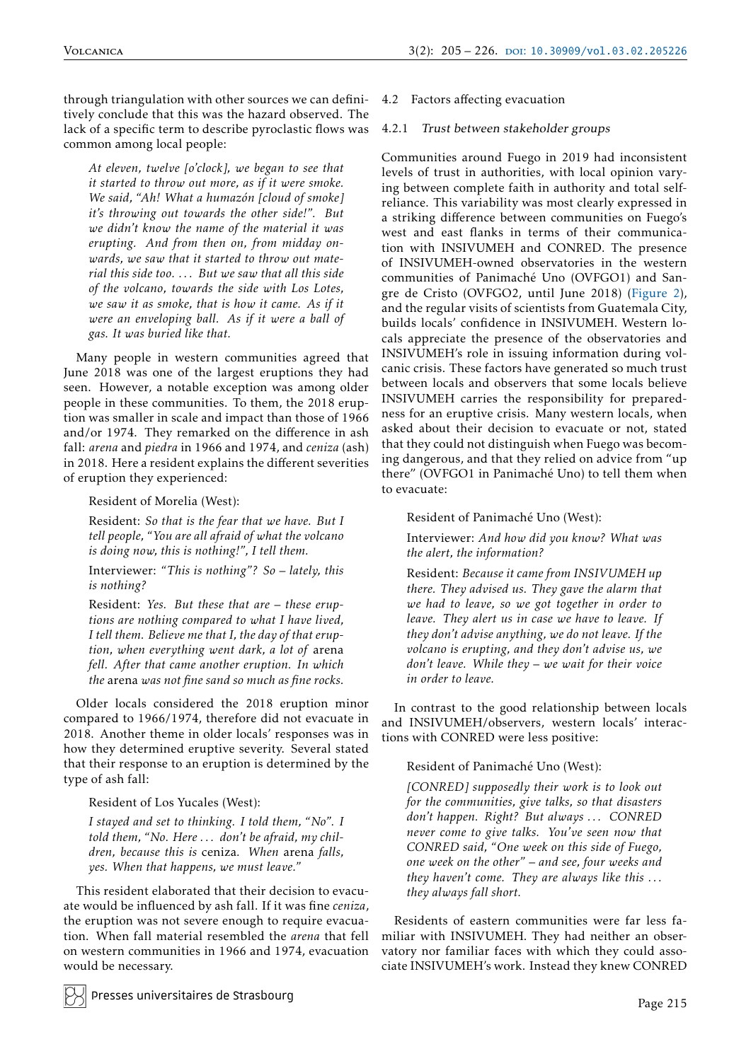through triangulation with other sources we can definitively conclude that this was the hazard observed. The lack of a specific term to describe pyroclastic flows was common among local people:

> *At eleven, twelve [o'clock], we began to see that it started to throw out more, as if it were smoke. We said, "Ah! What a humazón [cloud of smoke] it's throwing out towards the other side!". But we didn't know the name of the material it was erupting. And from then on, from midday onwards, we saw that it started to throw out material this side too. . . . But we saw that all this side of the volcano, towards the side with Los Lotes, we saw it as smoke, that is how it came. As if it were an enveloping ball. As if it were a ball of gas. It was buried like that.*

Many people in western communities agreed that June 2018 was one of the largest eruptions they had seen. However, a notable exception was among older people in these communities. To them, the 2018 eruption was smaller in scale and impact than those of 1966 and/or 1974. They remarked on the difference in ash fall: *arena* and *piedra* in 1966 and 1974, and *ceniza* (ash) in 2018. Here a resident explains the different severities of eruption they experienced:

> Resident of Morelia (West):
>
> Resident: *So that is the fear that we have. But I tell people, "You are all afraid of what the volcano is doing now, this is nothing!", I tell them.*
>
> Interviewer: *"This is nothing"? So – lately, this is nothing?*
>
> Resident: *Yes. But these that are – these eruptions are nothing compared to what I have lived, I tell them. Believe me that I, the day of that eruption, when everything went dark, a lot of* arena *fell. After that came another eruption. In which the* arena *was not fine sand so much as fine rocks.*

Older locals considered the 2018 eruption minor compared to 1966/1974, therefore did not evacuate in 2018. Another theme in older locals' responses was in how they determined eruptive severity. Several stated that their response to an eruption is determined by the type of ash fall:

> Resident of Los Yucales (West):
>
> *I stayed and set to thinking. I told them, "No". I told them, "No. Here . . . don't be afraid, my children, because this is* ceniza*. When* arena *falls, yes. When that happens, we must leave."*

This resident elaborated that their decision to evacuate would be influenced by ash fall. If it was fine *ceniza*, the eruption was not severe enough to require evacuation. When fall material resembled the *arena* that fell on western communities in 1966 and 1974, evacuation would be necessary.

## 4.2 Factors affecting evacuation

### 4.2.1 *Trust between stakeholder groups*

Communities around Fuego in 2019 had inconsistent levels of trust in authorities, with local opinion varying between complete faith in authority and total self-reliance. This variability was most clearly expressed in a striking difference between communities on Fuego's west and east flanks in terms of their communication with INSIVUMEH and CONRED. The presence of INSIVUMEH-owned observatories in the western communities of Panimaché Uno (OVFGO1) and Sangre de Cristo (OVFGO2, until June 2018) (Figure 2), and the regular visits of scientists from Guatemala City, builds locals' confidence in INSIVUMEH. Western locals appreciate the presence of the observatories and INSIVUMEH's role in issuing information during volcanic crisis. These factors have generated so much trust between locals and observers that some locals believe INSIVUMEH carries the responsibility for preparedness for an eruptive crisis. Many western locals, when asked about their decision to evacuate or not, stated that they could not distinguish when Fuego was becoming dangerous, and that they relied on advice from "up there" (OVFGO1 in Panimaché Uno) to tell them when to evacuate:

> Resident of Panimaché Uno (West):
>
> Interviewer: *And how did you know? What was the alert, the information?*
>
> Resident: *Because it came from INSIVUMEH up there. They advised us. They gave the alarm that we had to leave, so we got together in order to leave. They alert us in case we have to leave. If they don't advise anything, we do not leave. If the volcano is erupting, and they don't advise us, we don't leave. While they – we wait for their voice in order to leave.*

In contrast to the good relationship between locals and INSIVUMEH/observers, western locals' interactions with CONRED were less positive:

> Resident of Panimaché Uno (West):
>
> *[CONRED] supposedly their work is to look out for the communities, give talks, so that disasters don't happen. Right? But always . . . CONRED never come to give talks. You've seen now that CONRED said, "One week on this side of Fuego, one week on the other" – and see, four weeks and they haven't come. They are always like this . . . they always fall short.*

Residents of eastern communities were far less familiar with INSIVUMEH. They had neither an observatory nor familiar faces with which they could associate INSIVUMEH's work. Instead they knew CONRED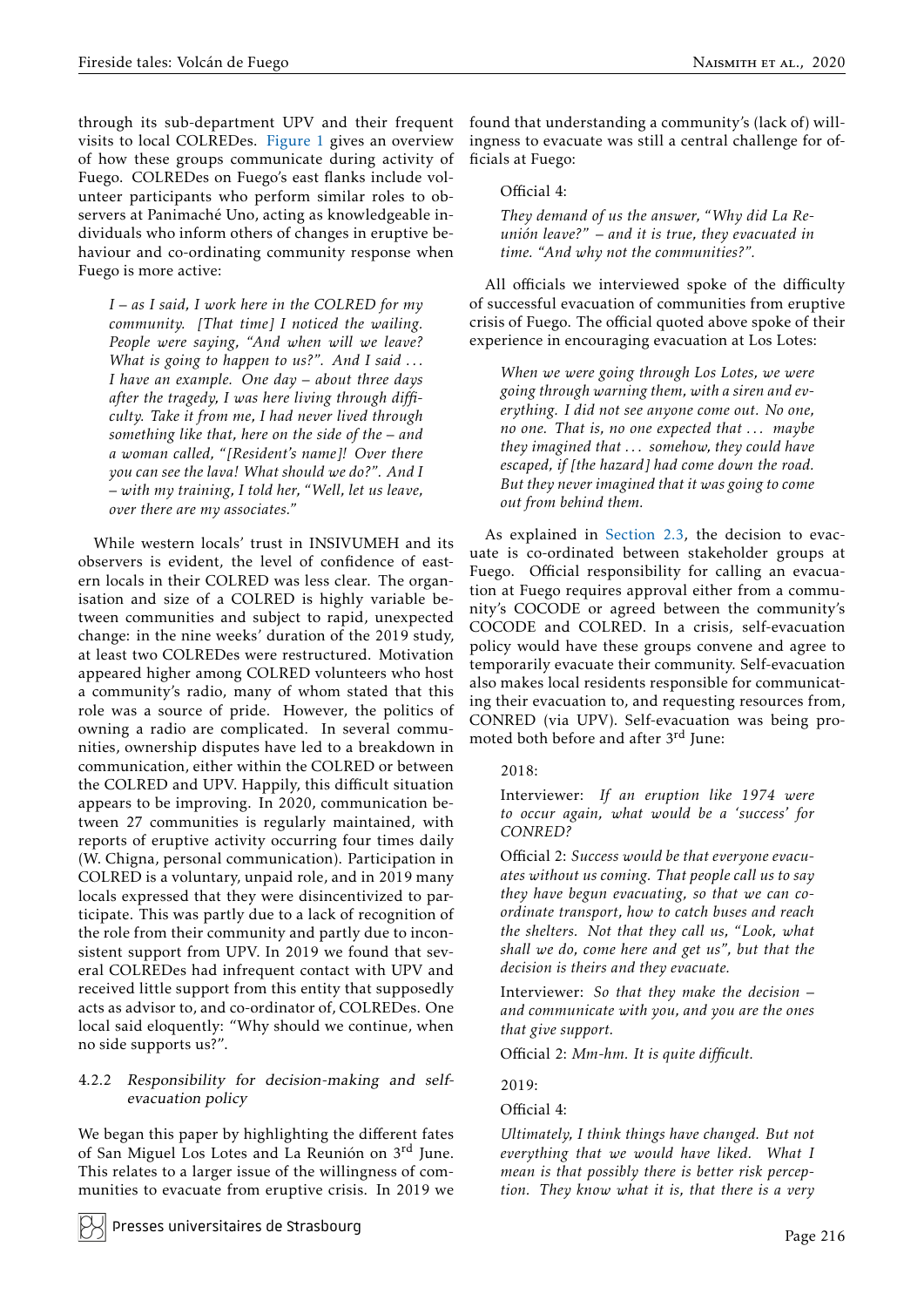through its sub-department UPV and their frequent visits to local COLREDes. Figure 1 gives an overview of how these groups communicate during activity of Fuego. COLREDes on Fuego's east flanks include volunteer participants who perform similar roles to observers at Panimaché Uno, acting as knowledgeable individuals who inform others of changes in eruptive behaviour and co-ordinating community response when Fuego is more active:

> *I – as I said, I work here in the COLRED for my community. [That time] I noticed the wailing. People were saying, "And when will we leave? What is going to happen to us?". And I said ... I have an example. One day – about three days after the tragedy, I was here living through difficulty. Take it from me, I had never lived through something like that, here on the side of the – and a woman called, "[Resident's name]! Over there you can see the lava! What should we do?". And I – with my training, I told her, "Well, let us leave, over there are my associates."*

While western locals' trust in INSIVUMEH and its observers is evident, the level of confidence of eastern locals in their COLRED was less clear. The organisation and size of a COLRED is highly variable between communities and subject to rapid, unexpected change: in the nine weeks' duration of the 2019 study, at least two COLREDes were restructured. Motivation appeared higher among COLRED volunteers who host a community's radio, many of whom stated that this role was a source of pride. However, the politics of owning a radio are complicated. In several communities, ownership disputes have led to a breakdown in communication, either within the COLRED or between the COLRED and UPV. Happily, this difficult situation appears to be improving. In 2020, communication between 27 communities is regularly maintained, with reports of eruptive activity occurring four times daily (W. Chigna, personal communication). Participation in COLRED is a voluntary, unpaid role, and in 2019 many locals expressed that they were disincentivized to participate. This was partly due to a lack of recognition of the role from their community and partly due to inconsistent support from UPV. In 2019 we found that several COLREDes had infrequent contact with UPV and received little support from this entity that supposedly acts as advisor to, and co-ordinator of, COLREDes. One local said eloquently: "Why should we continue, when no side supports us?".

#### 4.2.2 *Responsibility for decision-making and self-evacuation policy*

We began this paper by highlighting the different fates of San Miguel Los Lotes and La Reunión on 3rd June. This relates to a larger issue of the willingness of communities to evacuate from eruptive crisis. In 2019 we found that understanding a community's (lack of) willingness to evacuate was still a central challenge for officials at Fuego:

> Official 4:
>
> *They demand of us the answer, "Why did La Reunión leave?" – and it is true, they evacuated in time. "And why not the communities?".*

All officials we interviewed spoke of the difficulty of successful evacuation of communities from eruptive crisis of Fuego. The official quoted above spoke of their experience in encouraging evacuation at Los Lotes:

> *When we were going through Los Lotes, we were going through warning them, with a siren and everything. I did not see anyone come out. No one, no one. That is, no one expected that ... maybe they imagined that ... somehow, they could have escaped, if [the hazard] had come down the road. But they never imagined that it was going to come out from behind them.*

As explained in Section 2.3, the decision to evacuate is co-ordinated between stakeholder groups at Fuego. Official responsibility for calling an evacuation at Fuego requires approval either from a community's COCODE or agreed between the community's COCODE and COLRED. In a crisis, self-evacuation policy would have these groups convene and agree to temporarily evacuate their community. Self-evacuation also makes local residents responsible for communicating their evacuation to, and requesting resources from, CONRED (via UPV). Self-evacuation was being promoted both before and after 3rd June:

> 2018:
>
> Interviewer: *If an eruption like 1974 were to occur again, what would be a 'success' for CONRED?*
>
> Official 2: *Success would be that everyone evacuates without us coming. That people call us to say they have begun evacuating, so that we can co-ordinate transport, how to catch buses and reach the shelters. Not that they call us, "Look, what shall we do, come here and get us", but that the decision is theirs and they evacuate.*
>
> Interviewer: *So that they make the decision – and communicate with you, and you are the ones that give support.*
>
> Official 2: *Mm-hm. It is quite difficult.*
>
> 2019:
>
> Official 4:
>
> *Ultimately, I think things have changed. But not everything that we would have liked. What I mean is that possibly there is better risk perception. They know what it is, that there is a very*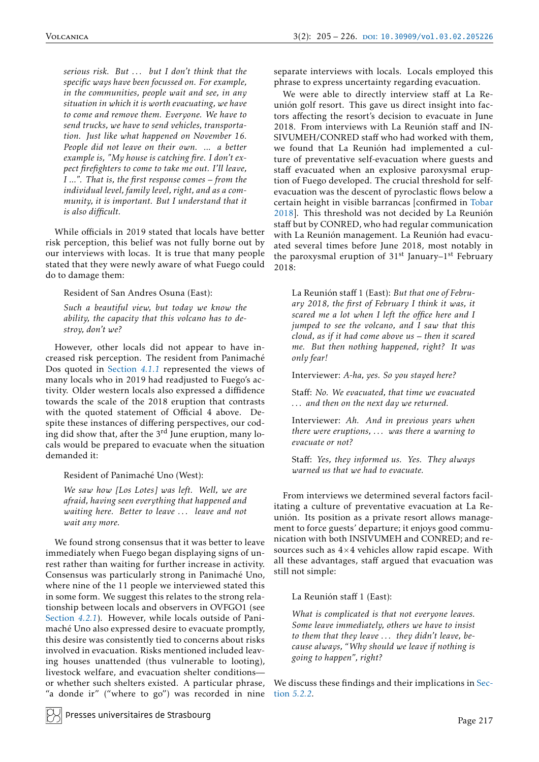*serious risk. But ... but I don't think that the specific ways have been focussed on. For example, in the communities, people wait and see, in any situation in which it is worth evacuating, we have to come and remove them. Everyone. We have to send trucks, we have to send vehicles, transportation. Just like what happened on November 16. People did not leave on their own. ... a better example is, "My house is catching fire. I don't expect firefighters to come to take me out. I'll leave, I ...". That is, the first response comes – from the individual level, family level, right, and as a community, it is important. But I understand that it is also difficult.*

While officials in 2019 stated that locals have better risk perception, this belief was not fully borne out by our interviews with locas. It is true that many people stated that they were newly aware of what Fuego could do to damage them:

> Resident of San Andres Osuna (East):
>
> *Such a beautiful view, but today we know the ability, the capacity that this volcano has to destroy, don't we?*

However, other locals did not appear to have increased risk perception. The resident from Panimaché Dos quoted in Section 4.1.1 represented the views of many locals who in 2019 had readjusted to Fuego's activity. Older western locals also expressed a diffidence towards the scale of the 2018 eruption that contrasts with the quoted statement of Official 4 above. Despite these instances of differing perspectives, our coding did show that, after the 3rd June eruption, many locals would be prepared to evacuate when the situation demanded it:

> Resident of Panimaché Uno (West):
>
> *We saw how [Los Lotes] was left. Well, we are afraid, having seen everything that happened and waiting here. Better to leave ... leave and not wait any more.*

We found strong consensus that it was better to leave immediately when Fuego began displaying signs of unrest rather than waiting for further increase in activity. Consensus was particularly strong in Panimaché Uno, where nine of the 11 people we interviewed stated this in some form. We suggest this relates to the strong relationship between locals and observers in OVFGO1 (see Section 4.2.1). However, while locals outside of Panimaché Uno also expressed desire to evacuate promptly, this desire was consistently tied to concerns about risks involved in evacuation. Risks mentioned included leaving houses unattended (thus vulnerable to looting), livestock welfare, and evacuation shelter conditions—or whether such shelters existed. A particular phrase, "a donde ir" ("where to go") was recorded in nine separate interviews with locals. Locals employed this phrase to express uncertainty regarding evacuation.

We were able to directly interview staff at La Reunión golf resort. This gave us direct insight into factors affecting the resort's decision to evacuate in June 2018. From interviews with La Reunión staff and INSIVUMEH/CONRED staff who had worked with them, we found that La Reunión had implemented a culture of preventative self-evacuation where guests and staff evacuated when an explosive paroxysmal eruption of Fuego developed. The crucial threshold for self-evacuation was the descent of pyroclastic flows below a certain height in visible barrancas [confirmed in Tobar 2018]. This threshold was not decided by La Reunión staff but by CONRED, who had regular communication with La Reunión management. La Reunión had evacuated several times before June 2018, most notably in the paroxysmal eruption of 31st January–1st February 2018:

> La Reunión staff 1 (East): *But that one of February 2018, the first of February I think it was, it scared me a lot when I left the office here and I jumped to see the volcano, and I saw that this cloud, as if it had come above us – then it scared me. But then nothing happened, right? It was only fear!*
>
> Interviewer: *A-ha, yes. So you stayed here?*
>
> Staff: *No. We evacuated, that time we evacuated ... and then on the next day we returned.*
>
> Interviewer: *Ah. And in previous years when there were eruptions, ... was there a warning to evacuate or not?*
>
> Staff: *Yes, they informed us. Yes. They always warned us that we had to evacuate.*

From interviews we determined several factors facilitating a culture of preventative evacuation at La Reunión. Its position as a private resort allows management to force guests' departure; it enjoys good communication with both INSIVUMEH and CONRED; and resources such as 4×4 vehicles allow rapid escape. With all these advantages, staff argued that evacuation was still not simple:

> La Reunión staff 1 (East):
>
> *What is complicated is that not everyone leaves. Some leave immediately, others we have to insist to them that they leave ... they didn't leave, because always, "Why should we leave if nothing is going to happen", right?*

We discuss these findings and their implications in Section 5.2.2.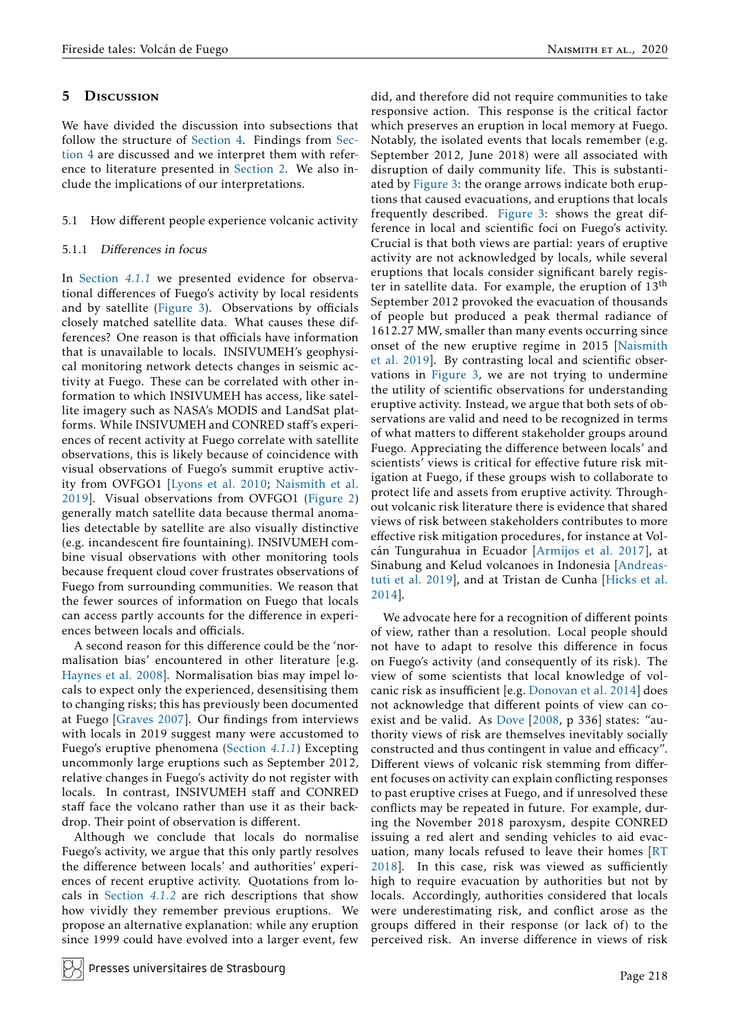## 5 Discussion

We have divided the discussion into subsections that follow the structure of Section 4. Findings from Section 4 are discussed and we interpret them with reference to literature presented in Section 2. We also include the implications of our interpretations.

### 5.1 How different people experience volcanic activity

#### 5.1.1 *Differences in focus*

In Section *4.1.1* we presented evidence for observational differences of Fuego's activity by local residents and by satellite (Figure 3). Observations by officials closely matched satellite data. What causes these differences? One reason is that officials have information that is unavailable to locals. INSIVUMEH's geophysical monitoring network detects changes in seismic activity at Fuego. These can be correlated with other information to which INSIVUMEH has access, like satellite imagery such as NASA's MODIS and LandSat platforms. While INSIVUMEH and CONRED staff's experiences of recent activity at Fuego correlate with satellite observations, this is likely because of coincidence with visual observations of Fuego's summit eruptive activity from OVFGO1 [Lyons et al. 2010; Naismith et al. 2019]. Visual observations from OVFGO1 (Figure 2) generally match satellite data because thermal anomalies detectable by satellite are also visually distinctive (e.g. incandescent fire fountaining). INSIVUMEH combine visual observations with other monitoring tools because frequent cloud cover frustrates observations of Fuego from surrounding communities. We reason that the fewer sources of information on Fuego that locals can access partly accounts for the difference in experiences between locals and officials.

A second reason for this difference could be the 'normalisation bias' encountered in other literature [e.g. Haynes et al. 2008]. Normalisation bias may impel locals to expect only the experienced, desensitising them to changing risks; this has previously been documented at Fuego [Graves 2007]. Our findings from interviews with locals in 2019 suggest many were accustomed to Fuego's eruptive phenomena (Section *4.1.1*) Excepting uncommonly large eruptions such as September 2012, relative changes in Fuego's activity do not register with locals. In contrast, INSIVUMEH staff and CONRED staff face the volcano rather than use it as their backdrop. Their point of observation is different.

Although we conclude that locals do normalise Fuego's activity, we argue that this only partly resolves the difference between locals' and authorities' experiences of recent eruptive activity. Quotations from locals in Section *4.1.2* are rich descriptions that show how vividly they remember previous eruptions. We propose an alternative explanation: while any eruption since 1999 could have evolved into a larger event, few did, and therefore did not require communities to take responsive action. This response is the critical factor which preserves an eruption in local memory at Fuego. Notably, the isolated events that locals remember (e.g. September 2012, June 2018) were all associated with disruption of daily community life. This is substantiated by Figure 3: the orange arrows indicate both eruptions that caused evacuations, and eruptions that locals frequently described. Figure 3: shows the great difference in local and scientific foci on Fuego's activity. Crucial is that both views are partial: years of eruptive activity are not acknowledged by locals, while several eruptions that locals consider significant barely register in satellite data. For example, the eruption of 13th September 2012 provoked the evacuation of thousands of people but produced a peak thermal radiance of 1612.27 MW, smaller than many events occurring since onset of the new eruptive regime in 2015 [Naismith et al. 2019]. By contrasting local and scientific observations in Figure 3, we are not trying to undermine the utility of scientific observations for understanding eruptive activity. Instead, we argue that both sets of observations are valid and need to be recognized in terms of what matters to different stakeholder groups around Fuego. Appreciating the difference between locals' and scientists' views is critical for effective future risk mitigation at Fuego, if these groups wish to collaborate to protect life and assets from eruptive activity. Throughout volcanic risk literature there is evidence that shared views of risk between stakeholders contributes to more effective risk mitigation procedures, for instance at Volcán Tungurahua in Ecuador [Armijos et al. 2017], at Sinabung and Kelud volcanoes in Indonesia [Andreastuti et al. 2019], and at Tristan de Cunha [Hicks et al. 2014].

We advocate here for a recognition of different points of view, rather than a resolution. Local people should not have to adapt to resolve this difference in focus on Fuego's activity (and consequently of its risk). The view of some scientists that local knowledge of volcanic risk as insufficient [e.g. Donovan et al. 2014] does not acknowledge that different points of view can coexist and be valid. As Dove [2008, p 336] states: "authority views of risk are themselves inevitably socially constructed and thus contingent in value and efficacy". Different views of volcanic risk stemming from different focuses on activity can explain conflicting responses to past eruptive crises at Fuego, and if unresolved these conflicts may be repeated in future. For example, during the November 2018 paroxysm, despite CONRED issuing a red alert and sending vehicles to aid evacuation, many locals refused to leave their homes [RT 2018]. In this case, risk was viewed as sufficiently high to require evacuation by authorities but not by locals. Accordingly, authorities considered that locals were underestimating risk, and conflict arose as the groups differed in their response (or lack of) to the perceived risk. An inverse difference in views of risk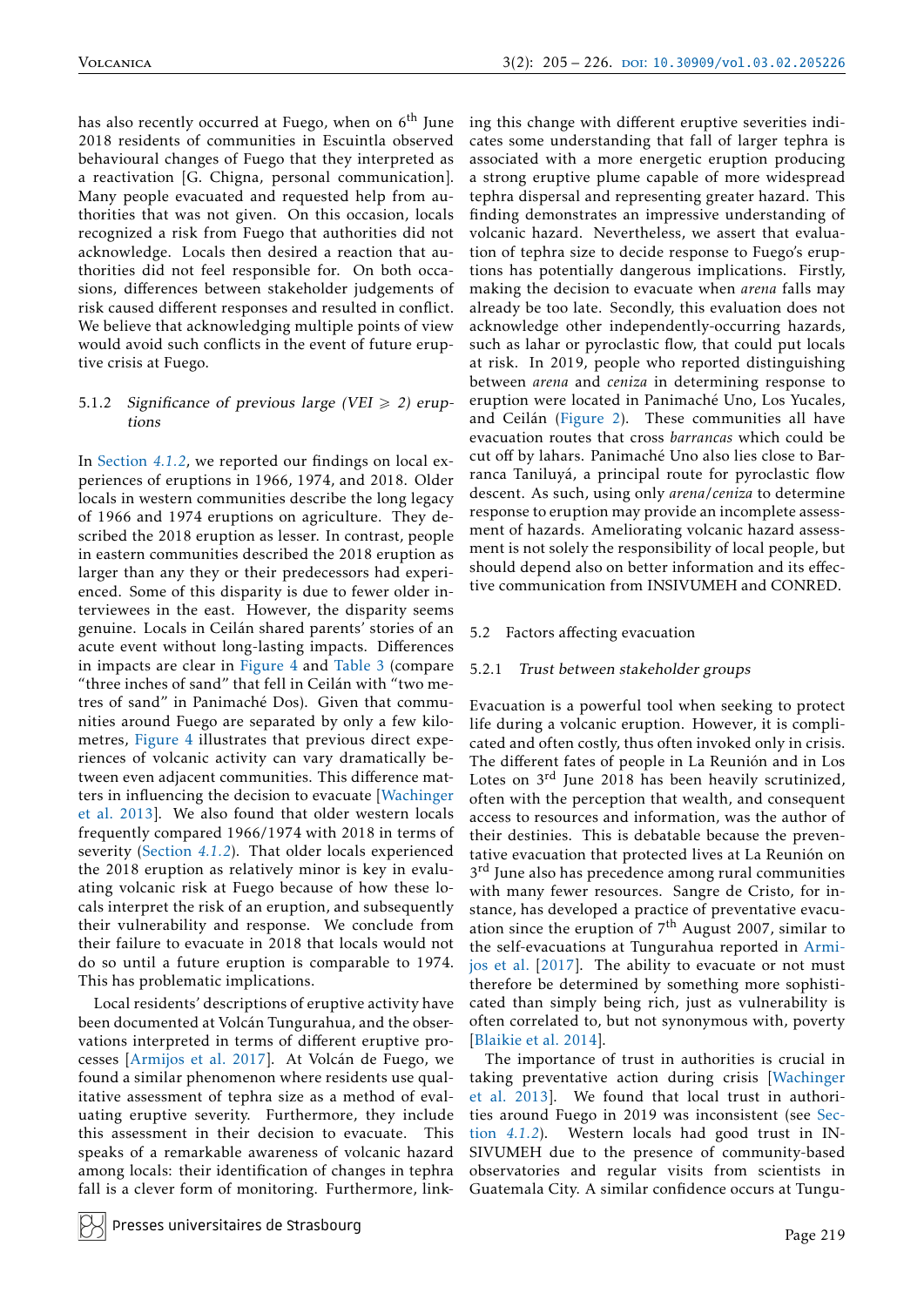has also recently occurred at Fuego, when on 6th June 2018 residents of communities in Escuintla observed behavioural changes of Fuego that they interpreted as a reactivation [G. Chigna, personal communication]. Many people evacuated and requested help from authorities that was not given. On this occasion, locals recognized a risk from Fuego that authorities did not acknowledge. Locals then desired a reaction that authorities did not feel responsible for. On both occasions, differences between stakeholder judgements of risk caused different responses and resulted in conflict. We believe that acknowledging multiple points of view would avoid such conflicts in the event of future eruptive crisis at Fuego.

#### 5.1.2 *Significance of previous large (VEI ⩾ 2) eruptions*

In Section *4.1.2*, we reported our findings on local experiences of eruptions in 1966, 1974, and 2018. Older locals in western communities describe the long legacy of 1966 and 1974 eruptions on agriculture. They described the 2018 eruption as lesser. In contrast, people in eastern communities described the 2018 eruption as larger than any they or their predecessors had experienced. Some of this disparity is due to fewer older interviewees in the east. However, the disparity seems genuine. Locals in Ceilán shared parents' stories of an acute event without long-lasting impacts. Differences in impacts are clear in Figure 4 and Table 3 (compare "three inches of sand" that fell in Ceilán with "two metres of sand" in Panimaché Dos). Given that communities around Fuego are separated by only a few kilometres, Figure 4 illustrates that previous direct experiences of volcanic activity can vary dramatically between even adjacent communities. This difference matters in influencing the decision to evacuate [Wachinger et al. 2013]. We also found that older western locals frequently compared 1966/1974 with 2018 in terms of severity (Section *4.1.2*). That older locals experienced the 2018 eruption as relatively minor is key in evaluating volcanic risk at Fuego because of how these locals interpret the risk of an eruption, and subsequently their vulnerability and response. We conclude from their failure to evacuate in 2018 that locals would not do so until a future eruption is comparable to 1974. This has problematic implications.

Local residents' descriptions of eruptive activity have been documented at Volcán Tungurahua, and the observations interpreted in terms of different eruptive processes [Armijos et al. 2017]. At Volcán de Fuego, we found a similar phenomenon where residents use qualitative assessment of tephra size as a method of evaluating eruptive severity. Furthermore, they include this assessment in their decision to evacuate. This speaks of a remarkable awareness of volcanic hazard among locals: their identification of changes in tephra fall is a clever form of monitoring. Furthermore, linking this change with different eruptive severities indicates some understanding that fall of larger tephra is associated with a more energetic eruption producing a strong eruptive plume capable of more widespread tephra dispersal and representing greater hazard. This finding demonstrates an impressive understanding of volcanic hazard. Nevertheless, we assert that evaluation of tephra size to decide response to Fuego's eruptions has potentially dangerous implications. Firstly, making the decision to evacuate when *arena* falls may already be too late. Secondly, this evaluation does not acknowledge other independently-occurring hazards, such as lahar or pyroclastic flow, that could put locals at risk. In 2019, people who reported distinguishing between *arena* and *ceniza* in determining response to eruption were located in Panimaché Uno, Los Yucales, and Ceilán (Figure 2). These communities all have evacuation routes that cross *barrancas* which could be cut off by lahars. Panimaché Uno also lies close to Barranca Taniluyá, a principal route for pyroclastic flow descent. As such, using only *arena*/*ceniza* to determine response to eruption may provide an incomplete assessment of hazards. Ameliorating volcanic hazard assessment is not solely the responsibility of local people, but should depend also on better information and its effective communication from INSIVUMEH and CONRED.

### 5.2 Factors affecting evacuation

#### 5.2.1 *Trust between stakeholder groups*

Evacuation is a powerful tool when seeking to protect life during a volcanic eruption. However, it is complicated and often costly, thus often invoked only in crisis. The different fates of people in La Reunión and in Los Lotes on 3rd June 2018 has been heavily scrutinized, often with the perception that wealth, and consequent access to resources and information, was the author of their destinies. This is debatable because the preventative evacuation that protected lives at La Reunión on 3rd June also has precedence among rural communities with many fewer resources. Sangre de Cristo, for instance, has developed a practice of preventative evacuation since the eruption of 7th August 2007, similar to the self-evacuations at Tungurahua reported in Armijos et al. [2017]. The ability to evacuate or not must therefore be determined by something more sophisticated than simply being rich, just as vulnerability is often correlated to, but not synonymous with, poverty [Blaikie et al. 2014].

The importance of trust in authorities is crucial in taking preventative action during crisis [Wachinger et al. 2013]. We found that local trust in authorities around Fuego in 2019 was inconsistent (see Section *4.1.2*). Western locals had good trust in INSIVUMEH due to the presence of community-based observatories and regular visits from scientists in Guatemala City. A similar confidence occurs at Tungu-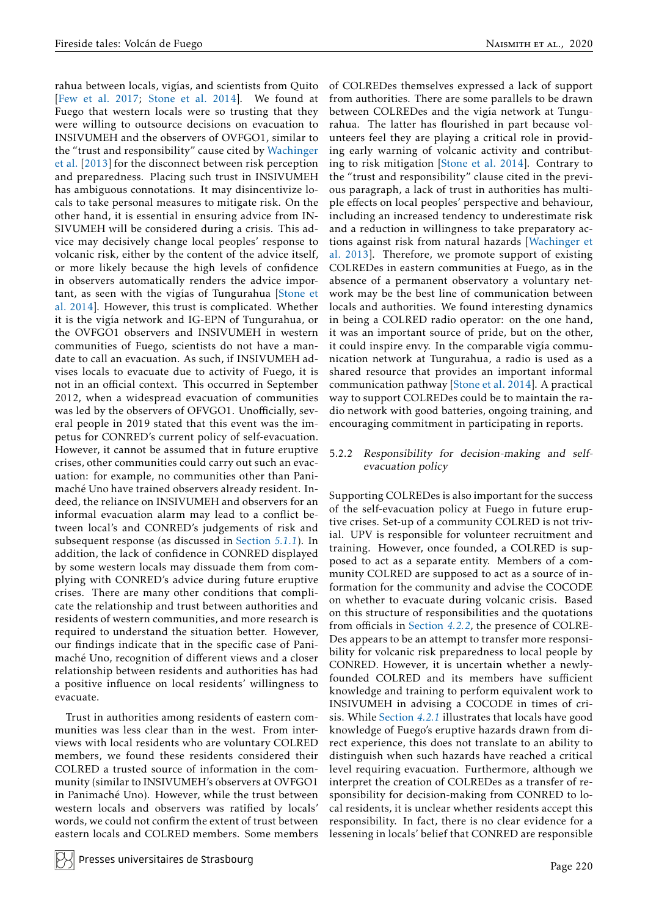rahua between locals, vigías, and scientists from Quito [Few et al. 2017; Stone et al. 2014]. We found at Fuego that western locals were so trusting that they were willing to outsource decisions on evacuation to INSIVUMEH and the observers of OVFGO1, similar to the "trust and responsibility" cause cited by Wachinger et al. [2013] for the disconnect between risk perception and preparedness. Placing such trust in INSIVUMEH has ambiguous connotations. It may disincentivize locals to take personal measures to mitigate risk. On the other hand, it is essential in ensuring advice from INSIVUMEH will be considered during a crisis. This advice may decisively change local peoples' response to volcanic risk, either by the content of the advice itself, or more likely because the high levels of confidence in observers automatically renders the advice important, as seen with the vigías of Tungurahua [Stone et al. 2014]. However, this trust is complicated. Whether it is the vigía network and IG-EPN of Tungurahua, or the OVFGO1 observers and INSIVUMEH in western communities of Fuego, scientists do not have a mandate to call an evacuation. As such, if INSIVUMEH advises locals to evacuate due to activity of Fuego, it is not in an official context. This occurred in September 2012, when a widespread evacuation of communities was led by the observers of OFVGO1. Unofficially, several people in 2019 stated that this event was the impetus for CONRED's current policy of self-evacuation. However, it cannot be assumed that in future eruptive crises, other communities could carry out such an evacuation: for example, no communities other than Panimaché Uno have trained observers already resident. Indeed, the reliance on INSIVUMEH and observers for an informal evacuation alarm may lead to a conflict between local's and CONRED's judgements of risk and subsequent response (as discussed in Section *5.1.1*). In addition, the lack of confidence in CONRED displayed by some western locals may dissuade them from complying with CONRED's advice during future eruptive crises. There are many other conditions that complicate the relationship and trust between authorities and residents of western communities, and more research is required to understand the situation better. However, our findings indicate that in the specific case of Panimaché Uno, recognition of different views and a closer relationship between residents and authorities has had a positive influence on local residents' willingness to evacuate.

Trust in authorities among residents of eastern communities was less clear than in the west. From interviews with local residents who are voluntary COLRED members, we found these residents considered their COLRED a trusted source of information in the community (similar to INSIVUMEH's observers at OVFGO1 in Panimaché Uno). However, while the trust between western locals and observers was ratified by locals' words, we could not confirm the extent of trust between eastern locals and COLRED members. Some members of COLREDes themselves expressed a lack of support from authorities. There are some parallels to be drawn between COLREDes and the vigía network at Tungurahua. The latter has flourished in part because volunteers feel they are playing a critical role in providing early warning of volcanic activity and contributing to risk mitigation [Stone et al. 2014]. Contrary to the "trust and responsibility" clause cited in the previous paragraph, a lack of trust in authorities has multiple effects on local peoples' perspective and behaviour, including an increased tendency to underestimate risk and a reduction in willingness to take preparatory actions against risk from natural hazards [Wachinger et al. 2013]. Therefore, we promote support of existing COLREDes in eastern communities at Fuego, as in the absence of a permanent observatory a voluntary network may be the best line of communication between locals and authorities. We found interesting dynamics in being a COLRED radio operator: on the one hand, it was an important source of pride, but on the other, it could inspire envy. In the comparable vigía communication network at Tungurahua, a radio is used as a shared resource that provides an important informal communication pathway [Stone et al. 2014]. A practical way to support COLREDes could be to maintain the radio network with good batteries, ongoing training, and encouraging commitment in participating in reports.

#### 5.2.2 *Responsibility for decision-making and self-evacuation policy*

Supporting COLREDes is also important for the success of the self-evacuation policy at Fuego in future eruptive crises. Set-up of a community COLRED is not trivial. UPV is responsible for volunteer recruitment and training. However, once founded, a COLRED is supposed to act as a separate entity. Members of a community COLRED are supposed to act as a source of information for the community and advise the COCODE on whether to evacuate during volcanic crisis. Based on this structure of responsibilities and the quotations from officials in Section *4.2.2*, the presence of COLREDes appears to be an attempt to transfer more responsibility for volcanic risk preparedness to local people by CONRED. However, it is uncertain whether a newly-founded COLRED and its members have sufficient knowledge and training to perform equivalent work to INSIVUMEH in advising a COCODE in times of crisis. While Section *4.2.1* illustrates that locals have good knowledge of Fuego's eruptive hazards drawn from direct experience, this does not translate to an ability to distinguish when such hazards have reached a critical level requiring evacuation. Furthermore, although we interpret the creation of COLREDes as a transfer of responsibility for decision-making from CONRED to local residents, it is unclear whether residents accept this responsibility. In fact, there is no clear evidence for a lessening in locals' belief that CONRED are responsible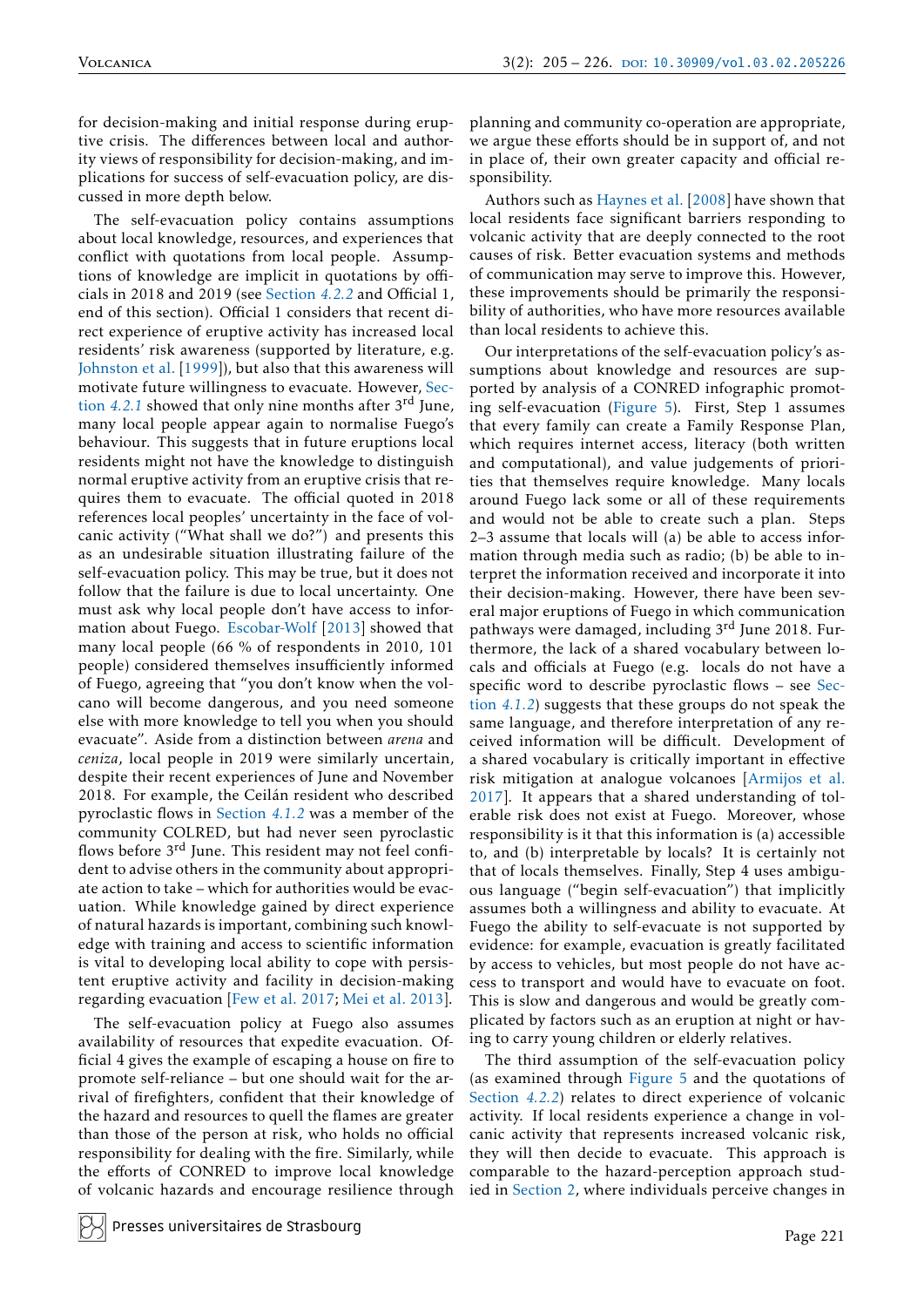for decision-making and initial response during eruptive crisis. The differences between local and authority views of responsibility for decision-making, and implications for success of self-evacuation policy, are discussed in more depth below.

The self-evacuation policy contains assumptions about local knowledge, resources, and experiences that conflict with quotations from local people. Assumptions of knowledge are implicit in quotations by officials in 2018 and 2019 (see Section 4.2.2 and Official 1, end of this section). Official 1 considers that recent direct experience of eruptive activity has increased local residents' risk awareness (supported by literature, e.g. Johnston et al. [1999]), but also that this awareness will motivate future willingness to evacuate. However, Section 4.2.1 showed that only nine months after 3rd June, many local people appear again to normalise Fuego's behaviour. This suggests that in future eruptions local residents might not have the knowledge to distinguish normal eruptive activity from an eruptive crisis that requires them to evacuate. The official quoted in 2018 references local peoples' uncertainty in the face of volcanic activity ("What shall we do?") and presents this as an undesirable situation illustrating failure of the self-evacuation policy. This may be true, but it does not follow that the failure is due to local uncertainty. One must ask why local people don't have access to information about Fuego. Escobar-Wolf [2013] showed that many local people (66 % of respondents in 2010, 101 people) considered themselves insufficiently informed of Fuego, agreeing that "you don't know when the volcano will become dangerous, and you need someone else with more knowledge to tell you when you should evacuate". Aside from a distinction between *arena* and *ceniza*, local people in 2019 were similarly uncertain, despite their recent experiences of June and November 2018. For example, the Ceilán resident who described pyroclastic flows in Section 4.1.2 was a member of the community COLRED, but had never seen pyroclastic flows before 3rd June. This resident may not feel confident to advise others in the community about appropriate action to take – which for authorities would be evacuation. While knowledge gained by direct experience of natural hazards is important, combining such knowledge with training and access to scientific information is vital to developing local ability to cope with persistent eruptive activity and facility in decision-making regarding evacuation [Few et al. 2017; Mei et al. 2013].

The self-evacuation policy at Fuego also assumes availability of resources that expedite evacuation. Official 4 gives the example of escaping a house on fire to promote self-reliance – but one should wait for the arrival of firefighters, confident that their knowledge of the hazard and resources to quell the flames are greater than those of the person at risk, who holds no official responsibility for dealing with the fire. Similarly, while the efforts of CONRED to improve local knowledge of volcanic hazards and encourage resilience through planning and community co-operation are appropriate, we argue these efforts should be in support of, and not in place of, their own greater capacity and official responsibility.

Authors such as Haynes et al. [2008] have shown that local residents face significant barriers responding to volcanic activity that are deeply connected to the root causes of risk. Better evacuation systems and methods of communication may serve to improve this. However, these improvements should be primarily the responsibility of authorities, who have more resources available than local residents to achieve this.

Our interpretations of the self-evacuation policy's assumptions about knowledge and resources are supported by analysis of a CONRED infographic promoting self-evacuation (Figure 5). First, Step 1 assumes that every family can create a Family Response Plan, which requires internet access, literacy (both written and computational), and value judgements of priorities that themselves require knowledge. Many locals around Fuego lack some or all of these requirements and would not be able to create such a plan. Steps 2–3 assume that locals will (a) be able to access information through media such as radio; (b) be able to interpret the information received and incorporate it into their decision-making. However, there have been several major eruptions of Fuego in which communication pathways were damaged, including 3rd June 2018. Furthermore, the lack of a shared vocabulary between locals and officials at Fuego (e.g. locals do not have a specific word to describe pyroclastic flows – see Section 4.1.2) suggests that these groups do not speak the same language, and therefore interpretation of any received information will be difficult. Development of a shared vocabulary is critically important in effective risk mitigation at analogue volcanoes [Armijos et al. 2017]. It appears that a shared understanding of tolerable risk does not exist at Fuego. Moreover, whose responsibility is it that this information is (a) accessible to, and (b) interpretable by locals? It is certainly not that of locals themselves. Finally, Step 4 uses ambiguous language ("begin self-evacuation") that implicitly assumes both a willingness and ability to evacuate. At Fuego the ability to self-evacuate is not supported by evidence: for example, evacuation is greatly facilitated by access to vehicles, but most people do not have access to transport and would have to evacuate on foot. This is slow and dangerous and would be greatly complicated by factors such as an eruption at night or having to carry young children or elderly relatives.

The third assumption of the self-evacuation policy (as examined through Figure 5 and the quotations of Section 4.2.2) relates to direct experience of volcanic activity. If local residents experience a change in volcanic activity that represents increased volcanic risk, they will then decide to evacuate. This approach is comparable to the hazard-perception approach studied in Section 2, where individuals perceive changes in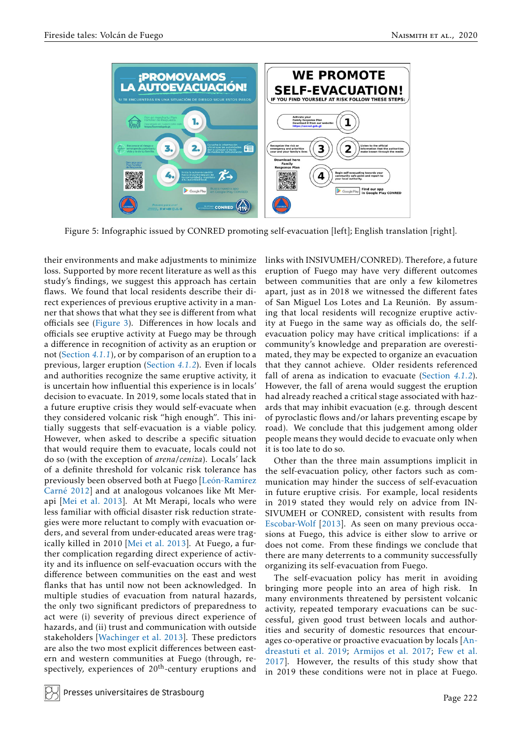Figure 5: Infographic issued by CONRED promoting self-evacuation [left]; English translation [right].

their environments and make adjustments to minimize loss. Supported by more recent literature as well as this study's findings, we suggest this approach has certain flaws. We found that local residents describe their direct experiences of previous eruptive activity in a manner that shows that what they see is different from what officials see (Figure 3). Differences in how locals and officials see eruptive activity at Fuego may be through a difference in recognition of activity as an eruption or not (Section *4.1.1*), or by comparison of an eruption to a previous, larger eruption (Section *4.1.2*). Even if locals and authorities recognize the same eruptive activity, it is uncertain how influential this experience is in locals' decision to evacuate. In 2019, some locals stated that in a future eruptive crisis they would self-evacuate when they considered volcanic risk "high enough". This initially suggests that self-evacuation is a viable policy. However, when asked to describe a specific situation that would require them to evacuate, locals could not do so (with the exception of *arena/ceniza*). Locals' lack of a definite threshold for volcanic risk tolerance has previously been observed both at Fuego [León-Ramírez Carné 2012] and at analogous volcanoes like Mt Merapi [Mei et al. 2013]. At Mt Merapi, locals who were less familiar with official disaster risk reduction strategies were more reluctant to comply with evacuation orders, and several from under-educated areas were tragically killed in 2010 [Mei et al. 2013]. At Fuego, a further complication regarding direct experience of activity and its influence on self-evacuation occurs with the difference between communities on the east and west flanks that has until now not been acknowledged. In multiple studies of evacuation from natural hazards, the only two significant predictors of preparedness to act were (i) severity of previous direct experience of hazards, and (ii) trust and communication with outside stakeholders [Wachinger et al. 2013]. These predictors are also the two most explicit differences between eastern and western communities at Fuego (through, respectively, experiences of 20th-century eruptions and links with INSIVUMEH/CONRED). Therefore, a future eruption of Fuego may have very different outcomes between communities that are only a few kilometres apart, just as in 2018 we witnessed the different fates of San Miguel Los Lotes and La Reunión. By assuming that local residents will recognize eruptive activity at Fuego in the same way as officials do, the self-evacuation policy may have critical implications: if a community's knowledge and preparation are overestimated, they may be expected to organize an evacuation that they cannot achieve. Older residents referenced fall of arena as indication to evacuate (Section *4.1.2*). However, the fall of arena would suggest the eruption had already reached a critical stage associated with hazards that may inhibit evacuation (e.g. through descent of pyroclastic flows and/or lahars preventing escape by road). We conclude that this judgement among older people means they would decide to evacuate only when it is too late to do so.

Other than the three main assumptions implicit in the self-evacuation policy, other factors such as communication may hinder the success of self-evacuation in future eruptive crisis. For example, local residents in 2019 stated they would rely on advice from INSIVUMEH or CONRED, consistent with results from Escobar-Wolf [2013]. As seen on many previous occasions at Fuego, this advice is either slow to arrive or does not come. From these findings we conclude that there are many deterrents to a community successfully organizing its self-evacuation from Fuego.

The self-evacuation policy has merit in avoiding bringing more people into an area of high risk. In many environments threatened by persistent volcanic activity, repeated temporary evacuations can be successful, given good trust between locals and authorities and security of domestic resources that encourages co-operative or proactive evacuation by locals [Andreastuti et al. 2019; Armijos et al. 2017; Few et al. 2017]. However, the results of this study show that in 2019 these conditions were not in place at Fuego.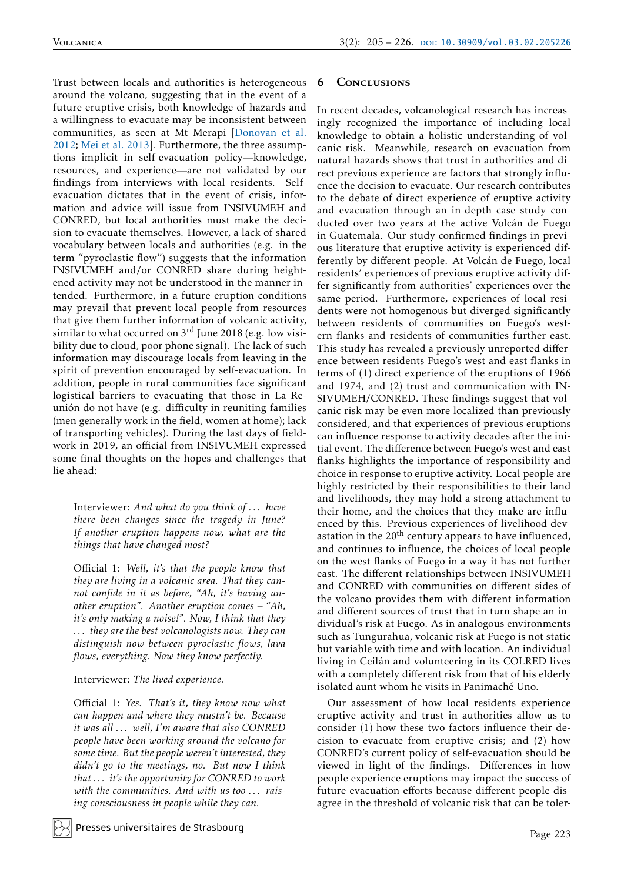Trust between locals and authorities is heterogeneous around the volcano, suggesting that in the event of a future eruptive crisis, both knowledge of hazards and a willingness to evacuate may be inconsistent between communities, as seen at Mt Merapi [Donovan et al. 2012; Mei et al. 2013]. Furthermore, the three assumptions implicit in self-evacuation policy—knowledge, resources, and experience—are not validated by our findings from interviews with local residents. Self-evacuation dictates that in the event of crisis, information and advice will issue from INSIVUMEH and CONRED, but local authorities must make the decision to evacuate themselves. However, a lack of shared vocabulary between locals and authorities (e.g. in the term "pyroclastic flow") suggests that the information INSIVUMEH and/or CONRED share during heightened activity may not be understood in the manner intended. Furthermore, in a future eruption conditions may prevail that prevent local people from resources that give them further information of volcanic activity, similar to what occurred on 3rd June 2018 (e.g. low visibility due to cloud, poor phone signal). The lack of such information may discourage locals from leaving in the spirit of prevention encouraged by self-evacuation. In addition, people in rural communities face significant logistical barriers to evacuating that those in La Reunión do not have (e.g. difficulty in reuniting families (men generally work in the field, women at home); lack of transporting vehicles). During the last days of fieldwork in 2019, an official from INSIVUMEH expressed some final thoughts on the hopes and challenges that lie ahead:

> Interviewer: *And what do you think of . . . have there been changes since the tragedy in June? If another eruption happens now, what are the things that have changed most?*
>
> Official 1: *Well, it's that the people know that they are living in a volcanic area. That they cannot confide in it as before, "Ah, it's having another eruption". Another eruption comes – "Ah, it's only making a noise!". Now, I think that they . . . they are the best volcanologists now. They can distinguish now between pyroclastic flows, lava flows, everything. Now they know perfectly.*
>
> Interviewer: *The lived experience.*
>
> Official 1: *Yes. That's it, they know now what can happen and where they mustn't be. Because it was all . . . well, I'm aware that also CONRED people have been working around the volcano for some time. But the people weren't interested, they didn't go to the meetings, no. But now I think that . . . it's the opportunity for CONRED to work with the communities. And with us too . . . raising consciousness in people while they can.*

## 6 Conclusions

In recent decades, volcanological research has increasingly recognized the importance of including local knowledge to obtain a holistic understanding of volcanic risk. Meanwhile, research on evacuation from natural hazards shows that trust in authorities and direct previous experience are factors that strongly influence the decision to evacuate. Our research contributes to the debate of direct experience of eruptive activity and evacuation through an in-depth case study conducted over two years at the active Volcán de Fuego in Guatemala. Our study confirmed findings in previous literature that eruptive activity is experienced differently by different people. At Volcán de Fuego, local residents' experiences of previous eruptive activity differ significantly from authorities' experiences over the same period. Furthermore, experiences of local residents were not homogenous but diverged significantly between residents of communities on Fuego's western flanks and residents of communities further east. This study has revealed a previously unreported difference between residents Fuego's west and east flanks in terms of (1) direct experience of the eruptions of 1966 and 1974, and (2) trust and communication with INSIVUMEH/CONRED. These findings suggest that volcanic risk may be even more localized than previously considered, and that experiences of previous eruptions can influence response to activity decades after the initial event. The difference between Fuego's west and east flanks highlights the importance of responsibility and choice in response to eruptive activity. Local people are highly restricted by their responsibilities to their land and livelihoods, they may hold a strong attachment to their home, and the choices that they make are influenced by this. Previous experiences of livelihood devastation in the 20th century appears to have influenced, and continues to influence, the choices of local people on the west flanks of Fuego in a way it has not further east. The different relationships between INSIVUMEH and CONRED with communities on different sides of the volcano provides them with different information and different sources of trust that in turn shape an individual's risk at Fuego. As in analogous environments such as Tungurahua, volcanic risk at Fuego is not static but variable with time and with location. An individual living in Ceilán and volunteering in its COLRED lives with a completely different risk from that of his elderly isolated aunt whom he visits in Panimaché Uno.

Our assessment of how local residents experience eruptive activity and trust in authorities allow us to consider (1) how these two factors influence their decision to evacuate from eruptive crisis; and (2) how CONRED's current policy of self-evacuation should be viewed in light of the findings. Differences in how people experience eruptions may impact the success of future evacuation efforts because different people disagree in the threshold of volcanic risk that can be toler-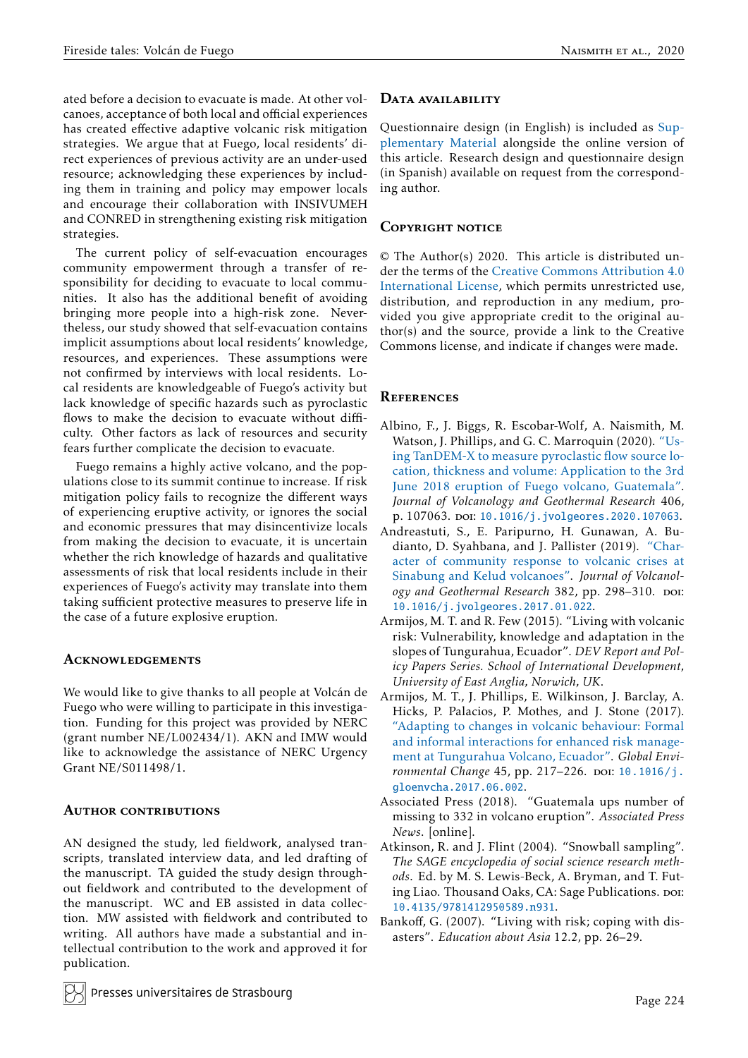ated before a decision to evacuate is made. At other volcanoes, acceptance of both local and official experiences has created effective adaptive volcanic risk mitigation strategies. We argue that at Fuego, local residents' direct experiences of previous activity are an under-used resource; acknowledging these experiences by including them in training and policy may empower locals and encourage their collaboration with INSIVUMEH and CONRED in strengthening existing risk mitigation strategies.

The current policy of self-evacuation encourages community empowerment through a transfer of responsibility for deciding to evacuate to local communities. It also has the additional benefit of avoiding bringing more people into a high-risk zone. Nevertheless, our study showed that self-evacuation contains implicit assumptions about local residents' knowledge, resources, and experiences. These assumptions were not confirmed by interviews with local residents. Local residents are knowledgeable of Fuego's activity but lack knowledge of specific hazards such as pyroclastic flows to make the decision to evacuate without difficulty. Other factors as lack of resources and security fears further complicate the decision to evacuate.

Fuego remains a highly active volcano, and the populations close to its summit continue to increase. If risk mitigation policy fails to recognize the different ways of experiencing eruptive activity, or ignores the social and economic pressures that may disincentivize locals from making the decision to evacuate, it is uncertain whether the rich knowledge of hazards and qualitative assessments of risk that local residents include in their experiences of Fuego's activity may translate into them taking sufficient protective measures to preserve life in the case of a future explosive eruption.

## Acknowledgements

We would like to give thanks to all people at Volcán de Fuego who were willing to participate in this investigation. Funding for this project was provided by NERC (grant number NE/L002434/1). AKN and IMW would like to acknowledge the assistance of NERC Urgency Grant NE/S011498/1.

## Author contributions

AN designed the study, led fieldwork, analysed transcripts, translated interview data, and led drafting of the manuscript. TA guided the study design throughout fieldwork and contributed to the development of the manuscript. WC and EB assisted in data collection. MW assisted with fieldwork and contributed to writing. All authors have made a substantial and intellectual contribution to the work and approved it for publication.

## Data availability

Questionnaire design (in English) is included as Supplementary Material alongside the online version of this article. Research design and questionnaire design (in Spanish) available on request from the corresponding author.

## Copyright notice

© The Author(s) 2020. This article is distributed under the terms of the Creative Commons Attribution 4.0 International License, which permits unrestricted use, distribution, and reproduction in any medium, provided you give appropriate credit to the original author(s) and the source, provide a link to the Creative Commons license, and indicate if changes were made.

## References

Albino, F., J. Biggs, R. Escobar-Wolf, A. Naismith, M. Watson, J. Phillips, and G. C. Marroquin (2020). "Using TanDEM-X to measure pyroclastic flow source location, thickness and volume: Application to the 3rd June 2018 eruption of Fuego volcano, Guatemala". *Journal of Volcanology and Geothermal Research* 406, p. 107063. doi: 10.1016/j.jvolgeores.2020.107063.

Andreastuti, S., E. Paripurno, H. Gunawan, A. Budianto, D. Syahbana, and J. Pallister (2019). "Character of community response to volcanic crises at Sinabung and Kelud volcanoes". *Journal of Volcanology and Geothermal Research* 382, pp. 298–310. doi: 10.1016/j.jvolgeores.2017.01.022.

Armijos, M. T. and R. Few (2015). "Living with volcanic risk: Vulnerability, knowledge and adaptation in the slopes of Tungurahua, Ecuador". *DEV Report and Policy Papers Series. School of International Development, University of East Anglia, Norwich, UK*.

Armijos, M. T., J. Phillips, E. Wilkinson, J. Barclay, A. Hicks, P. Palacios, P. Mothes, and J. Stone (2017). "Adapting to changes in volcanic behaviour: Formal and informal interactions for enhanced risk management at Tungurahua Volcano, Ecuador". *Global Environmental Change* 45, pp. 217–226. doi: 10.1016/j.gloenvcha.2017.06.002.

Associated Press (2018). "Guatemala ups number of missing to 332 in volcano eruption". *Associated Press News*. [online].

Atkinson, R. and J. Flint (2004). "Snowball sampling". *The SAGE encyclopedia of social science research methods*. Ed. by M. S. Lewis-Beck, A. Bryman, and T. Futing Liao. Thousand Oaks, CA: Sage Publications. doi: 10.4135/9781412950589.n931.

Bankoff, G. (2007). "Living with risk; coping with disasters". *Education about Asia* 12.2, pp. 26–29.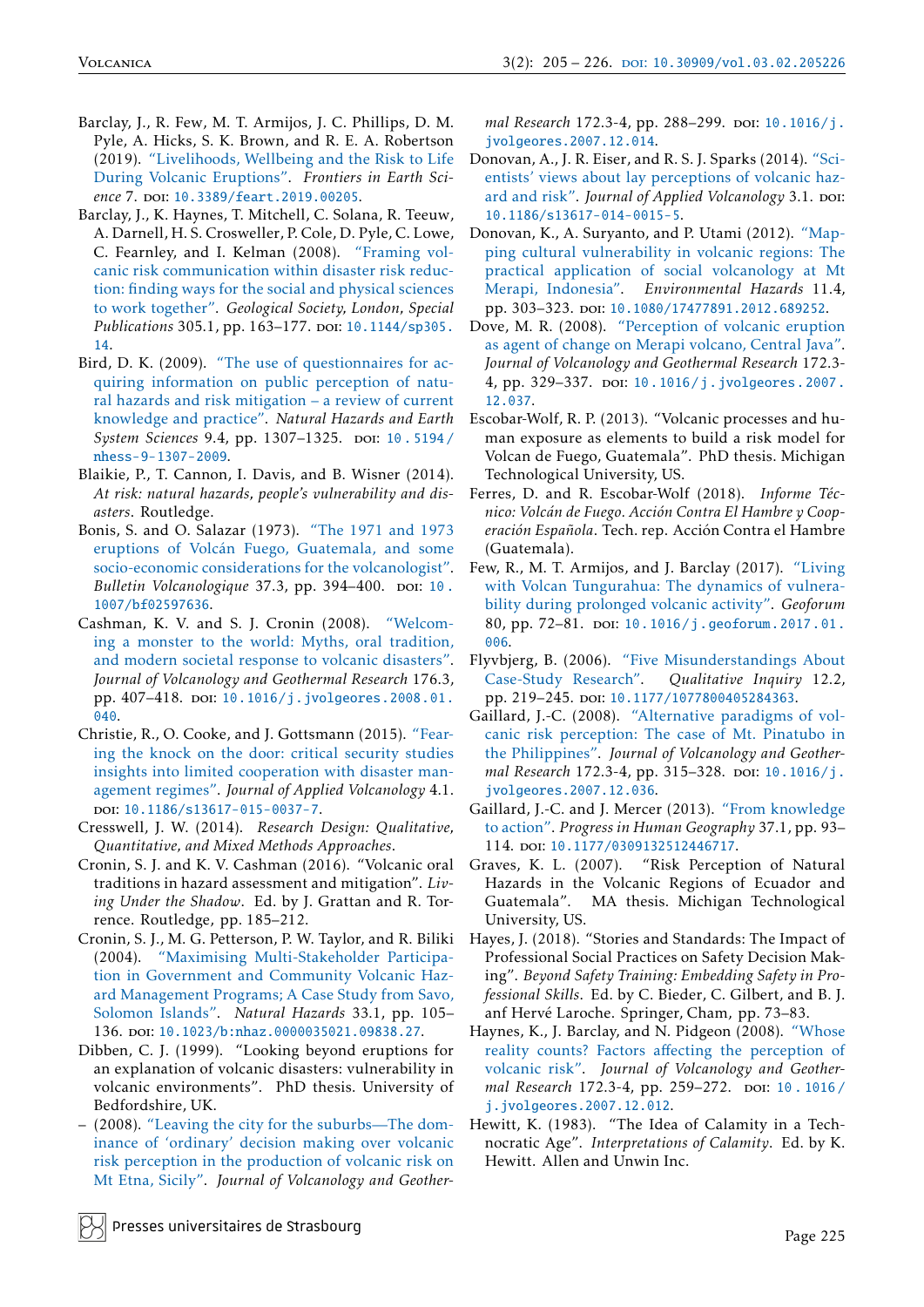Barclay, J., R. Few, M. T. Armijos, J. C. Phillips, D. M. Pyle, A. Hicks, S. K. Brown, and R. E. A. Robertson (2019). "Livelihoods, Wellbeing and the Risk to Life During Volcanic Eruptions". *Frontiers in Earth Science* 7. DOI: 10.3389/feart.2019.00205.

Barclay, J., K. Haynes, T. Mitchell, C. Solana, R. Teeuw, A. Darnell, H. S. Crosweller, P. Cole, D. Pyle, C. Lowe, C. Fearnley, and I. Kelman (2008). "Framing volcanic risk communication within disaster risk reduction: finding ways for the social and physical sciences to work together". *Geological Society, London, Special Publications* 305.1, pp. 163–177. DOI: 10.1144/sp305.14.

Bird, D. K. (2009). "The use of questionnaires for acquiring information on public perception of natural hazards and risk mitigation – a review of current knowledge and practice". *Natural Hazards and Earth System Sciences* 9.4, pp. 1307–1325. DOI: 10.5194/nhess-9-1307-2009.

Blaikie, P., T. Cannon, I. Davis, and B. Wisner (2014). *At risk: natural hazards, people's vulnerability and disasters*. Routledge.

Bonis, S. and O. Salazar (1973). "The 1971 and 1973 eruptions of Volcán Fuego, Guatemala, and some socio-economic considerations for the volcanologist". *Bulletin Volcanologique* 37.3, pp. 394–400. DOI: 10.1007/bf02597636.

Cashman, K. V. and S. J. Cronin (2008). "Welcoming a monster to the world: Myths, oral tradition, and modern societal response to volcanic disasters". *Journal of Volcanology and Geothermal Research* 176.3, pp. 407–418. DOI: 10.1016/j.jvolgeores.2008.01.040.

Christie, R., O. Cooke, and J. Gottsmann (2015). "Fearing the knock on the door: critical security studies insights into limited cooperation with disaster management regimes". *Journal of Applied Volcanology* 4.1. DOI: 10.1186/s13617-015-0037-7.

Cresswell, J. W. (2014). *Research Design: Qualitative, Quantitative, and Mixed Methods Approaches*.

Cronin, S. J. and K. V. Cashman (2016). "Volcanic oral traditions in hazard assessment and mitigation". *Living Under the Shadow*. Ed. by J. Grattan and R. Torrence. Routledge, pp. 185–212.

Cronin, S. J., M. G. Petterson, P. W. Taylor, and R. Biliki (2004). "Maximising Multi-Stakeholder Participation in Government and Community Volcanic Hazard Management Programs; A Case Study from Savo, Solomon Islands". *Natural Hazards* 33.1, pp. 105–136. DOI: 10.1023/b:nhaz.0000035021.09838.27.

Dibben, C. J. (1999). "Looking beyond eruptions for an explanation of volcanic disasters: vulnerability in volcanic environments". PhD thesis. University of Bedfordshire, UK.

– (2008). "Leaving the city for the suburbs—The dominance of 'ordinary' decision making over volcanic risk perception in the production of volcanic risk on Mt Etna, Sicily". *Journal of Volcanology and Geothermal Research* 172.3-4, pp. 288–299. DOI: 10.1016/j.jvolgeores.2007.12.014.

Donovan, A., J. R. Eiser, and R. S. J. Sparks (2014). "Scientists' views about lay perceptions of volcanic hazard and risk". *Journal of Applied Volcanology* 3.1. DOI: 10.1186/s13617-014-0015-5.

Donovan, K., A. Suryanto, and P. Utami (2012). "Mapping cultural vulnerability in volcanic regions: The practical application of social volcanology at Mt Merapi, Indonesia". *Environmental Hazards* 11.4, pp. 303–323. DOI: 10.1080/17477891.2012.689252.

Dove, M. R. (2008). "Perception of volcanic eruption as agent of change on Merapi volcano, Central Java". *Journal of Volcanology and Geothermal Research* 172.3-4, pp. 329–337. DOI: 10.1016/j.jvolgeores.2007.12.037.

Escobar-Wolf, R. P. (2013). "Volcanic processes and human exposure as elements to build a risk model for Volcan de Fuego, Guatemala". PhD thesis. Michigan Technological University, US.

Ferres, D. and R. Escobar-Wolf (2018). *Informe Técnico: Volcán de Fuego. Acción Contra El Hambre y Cooperación Española*. Tech. rep. Acción Contra el Hambre (Guatemala).

Few, R., M. T. Armijos, and J. Barclay (2017). "Living with Volcan Tungurahua: The dynamics of vulnerability during prolonged volcanic activity". *Geoforum* 80, pp. 72–81. DOI: 10.1016/j.geoforum.2017.01.006.

Flyvbjerg, B. (2006). "Five Misunderstandings About Case-Study Research". *Qualitative Inquiry* 12.2, pp. 219–245. DOI: 10.1177/1077800405284363.

Gaillard, J.-C. (2008). "Alternative paradigms of volcanic risk perception: The case of Mt. Pinatubo in the Philippines". *Journal of Volcanology and Geothermal Research* 172.3-4, pp. 315–328. DOI: 10.1016/j.jvolgeores.2007.12.036.

Gaillard, J.-C. and J. Mercer (2013). "From knowledge to action". *Progress in Human Geography* 37.1, pp. 93–114. DOI: 10.1177/0309132512446717.

Graves, K. L. (2007). "Risk Perception of Natural Hazards in the Volcanic Regions of Ecuador and Guatemala". MA thesis. Michigan Technological University, US.

Hayes, J. (2018). "Stories and Standards: The Impact of Professional Social Practices on Safety Decision Making". *Beyond Safety Training: Embedding Safety in Professional Skills*. Ed. by C. Bieder, C. Gilbert, and B. J. anf Hervé Laroche. Springer, Cham, pp. 73–83.

Haynes, K., J. Barclay, and N. Pidgeon (2008). "Whose reality counts? Factors affecting the perception of volcanic risk". *Journal of Volcanology and Geothermal Research* 172.3-4, pp. 259–272. DOI: 10.1016/j.jvolgeores.2007.12.012.

Hewitt, K. (1983). "The Idea of Calamity in a Technocratic Age". *Interpretations of Calamity*. Ed. by K. Hewitt. Allen and Unwin Inc.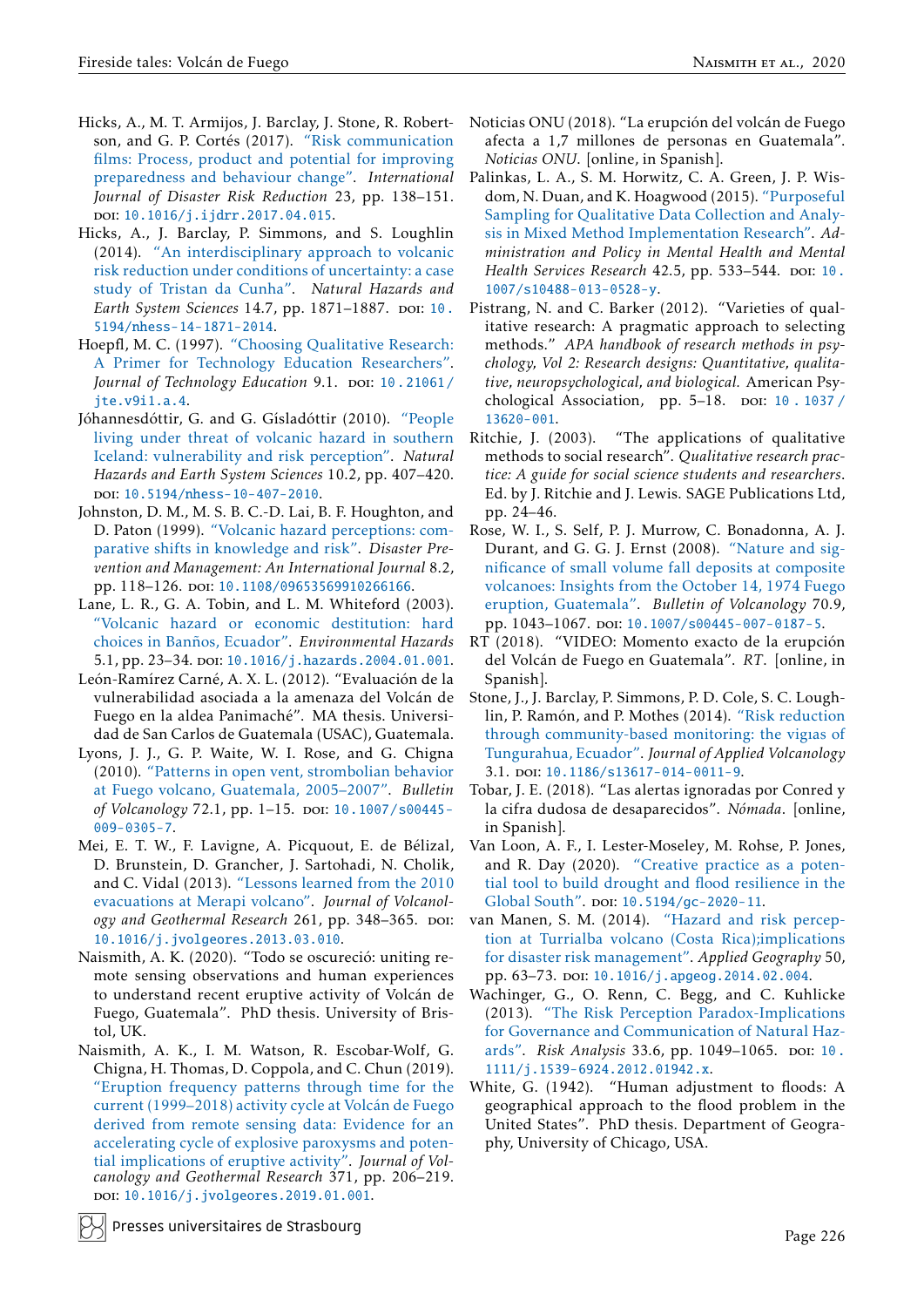Hicks, A., M. T. Armijos, J. Barclay, J. Stone, R. Robertson, and G. P. Cortés (2017). "Risk communication films: Process, product and potential for improving preparedness and behaviour change". *International Journal of Disaster Risk Reduction* 23, pp. 138–151. DOI: 10.1016/j.ijdrr.2017.04.015.

Hicks, A., J. Barclay, P. Simmons, and S. Loughlin (2014). "An interdisciplinary approach to volcanic risk reduction under conditions of uncertainty: a case study of Tristan da Cunha". *Natural Hazards and Earth System Sciences* 14.7, pp. 1871–1887. DOI: 10.5194/nhess-14-1871-2014.

Hoepfl, M. C. (1997). "Choosing Qualitative Research: A Primer for Technology Education Researchers". *Journal of Technology Education* 9.1. DOI: 10.21061/jte.v9i1.a.4.

Jóhannesdóttir, G. and G. Gísladóttir (2010). "People living under threat of volcanic hazard in southern Iceland: vulnerability and risk perception". *Natural Hazards and Earth System Sciences* 10.2, pp. 407–420. DOI: 10.5194/nhess-10-407-2010.

Johnston, D. M., M. S. B. C.-D. Lai, B. F. Houghton, and D. Paton (1999). "Volcanic hazard perceptions: comparative shifts in knowledge and risk". *Disaster Prevention and Management: An International Journal* 8.2, pp. 118–126. DOI: 10.1108/09653569910266166.

Lane, L. R., G. A. Tobin, and L. M. Whiteford (2003). "Volcanic hazard or economic destitution: hard choices in Baños, Ecuador". *Environmental Hazards* 5.1, pp. 23–34. DOI: 10.1016/j.hazards.2004.01.001.

León-Ramírez Carné, A. X. L. (2012). "Evaluación de la vulnerabilidad asociada a la amenaza del Volcán de Fuego en la aldea Panimaché". MA thesis. Universidad de San Carlos de Guatemala (USAC), Guatemala.

Lyons, J. J., G. P. Waite, W. I. Rose, and G. Chigna (2010). "Patterns in open vent, strombolian behavior at Fuego volcano, Guatemala, 2005–2007". *Bulletin of Volcanology* 72.1, pp. 1–15. DOI: 10.1007/s00445-009-0305-7.

Mei, E. T. W., F. Lavigne, A. Picquout, E. de Bélizal, D. Brunstein, D. Grancher, J. Sartohadi, N. Cholik, and C. Vidal (2013). "Lessons learned from the 2010 evacuations at Merapi volcano". *Journal of Volcanology and Geothermal Research* 261, pp. 348–365. DOI: 10.1016/j.jvolgeores.2013.03.010.

Naismith, A. K. (2020). "Todo se oscureció: uniting remote sensing observations and human experiences to understand recent eruptive activity of Volcán de Fuego, Guatemala". PhD thesis. University of Bristol, UK.

Naismith, A. K., I. M. Watson, R. Escobar-Wolf, G. Chigna, H. Thomas, D. Coppola, and C. Chun (2019). "Eruption frequency patterns through time for the current (1999–2018) activity cycle at Volcán de Fuego derived from remote sensing data: Evidence for an accelerating cycle of explosive paroxysms and potential implications of eruptive activity". *Journal of Volcanology and Geothermal Research* 371, pp. 206–219. DOI: 10.1016/j.jvolgeores.2019.01.001.

Noticias ONU (2018). "La erupción del volcán de Fuego afecta a 1,7 millones de personas en Guatemala". *Noticias ONU*. [online, in Spanish].

Palinkas, L. A., S. M. Horwitz, C. A. Green, J. P. Wisdom, N. Duan, and K. Hoagwood (2015). "Purposeful Sampling for Qualitative Data Collection and Analysis in Mixed Method Implementation Research". *Administration and Policy in Mental Health and Mental Health Services Research* 42.5, pp. 533–544. DOI: 10.1007/s10488-013-0528-y.

Pistrang, N. and C. Barker (2012). "Varieties of qualitative research: A pragmatic approach to selecting methods." *APA handbook of research methods in psychology, Vol 2: Research designs: Quantitative, qualitative, neuropsychological, and biological.* American Psychological Association, pp. 5–18. DOI: 10.1037/13620-001.

Ritchie, J. (2003). "The applications of qualitative methods to social research". *Qualitative research practice: A guide for social science students and researchers*. Ed. by J. Ritchie and J. Lewis. SAGE Publications Ltd, pp. 24–46.

Rose, W. I., S. Self, P. J. Murrow, C. Bonadonna, A. J. Durant, and G. G. J. Ernst (2008). "Nature and significance of small volume fall deposits at composite volcanoes: Insights from the October 14, 1974 Fuego eruption, Guatemala". *Bulletin of Volcanology* 70.9, pp. 1043–1067. DOI: 10.1007/s00445-007-0187-5.

RT (2018). "VIDEO: Momento exacto de la erupción del Volcán de Fuego en Guatemala". *RT*. [online, in Spanish].

Stone, J., J. Barclay, P. Simmons, P. D. Cole, S. C. Loughlin, P. Ramón, and P. Mothes (2014). "Risk reduction through community-based monitoring: the vigías of Tungurahua, Ecuador". *Journal of Applied Volcanology* 3.1. DOI: 10.1186/s13617-014-0011-9.

Tobar, J. E. (2018). "Las alertas ignoradas por Conred y la cifra dudosa de desaparecidos". *Nómada*. [online, in Spanish].

Van Loon, A. F., I. Lester-Moseley, M. Rohse, P. Jones, and R. Day (2020). "Creative practice as a potential tool to build drought and flood resilience in the Global South". DOI: 10.5194/gc-2020-11.

van Manen, S. M. (2014). "Hazard and risk perception at Turrialba volcano (Costa Rica);implications for disaster risk management". *Applied Geography* 50, pp. 63–73. DOI: 10.1016/j.apgeog.2014.02.004.

Wachinger, G., O. Renn, C. Begg, and C. Kuhlicke (2013). "The Risk Perception Paradox-Implications for Governance and Communication of Natural Hazards". *Risk Analysis* 33.6, pp. 1049–1065. DOI: 10.1111/j.1539-6924.2012.01942.x.

White, G. (1942). "Human adjustment to floods: A geographical approach to the flood problem in the United States". PhD thesis. Department of Geography, University of Chicago, USA.